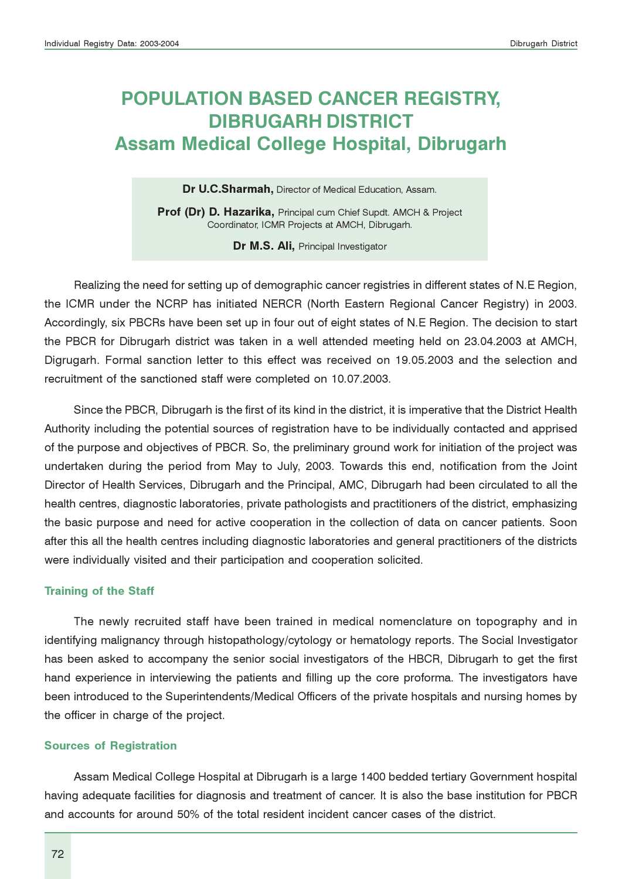# POPULATION BASED CANCER REGISTRY, DIBRUGARH DISTRICT
# Assam Medical College Hospital, Dibrugarh

**Dr U.C.Sharmah,** Director of Medical Education, Assam.

**Prof (Dr) D. Hazarika,** Principal cum Chief Supdt. AMCH & Project Coordinator, ICMR Projects at AMCH, Dibrugarh.

**Dr M.S. Ali,** Principal Investigator

Realizing the need for setting up of demographic cancer registries in different states of N.E Region, the ICMR under the NCRP has initiated NERCR (North Eastern Regional Cancer Registry) in 2003. Accordingly, six PBCRs have been set up in four out of eight states of N.E Region. The decision to start the PBCR for Dibrugarh district was taken in a well attended meeting held on 23.04.2003 at AMCH, Digrugarh. Formal sanction letter to this effect was received on 19.05.2003 and the selection and recruitment of the sanctioned staff were completed on 10.07.2003.

Since the PBCR, Dibrugarh is the first of its kind in the district, it is imperative that the District Health Authority including the potential sources of registration have to be individually contacted and apprised of the purpose and objectives of PBCR. So, the preliminary ground work for initiation of the project was undertaken during the period from May to July, 2003. Towards this end, notification from the Joint Director of Health Services, Dibrugarh and the Principal, AMC, Dibrugarh had been circulated to all the health centres, diagnostic laboratories, private pathologists and practitioners of the district, emphasizing the basic purpose and need for active cooperation in the collection of data on cancer patients. Soon after this all the health centres including diagnostic laboratories and general practitioners of the districts were individually visited and their participation and cooperation solicited.

### Training of the Staff

The newly recruited staff have been trained in medical nomenclature on topography and in identifying malignancy through histopathology/cytology or hematology reports. The Social Investigator has been asked to accompany the senior social investigators of the HBCR, Dibrugarh to get the first hand experience in interviewing the patients and filling up the core proforma. The investigators have been introduced to the Superintendents/Medical Officers of the private hospitals and nursing homes by the officer in charge of the project.

### Sources of Registration

Assam Medical College Hospital at Dibrugarh is a large 1400 bedded tertiary Government hospital having adequate facilities for diagnosis and treatment of cancer. It is also the base institution for PBCR and accounts for around 50% of the total resident incident cancer cases of the district.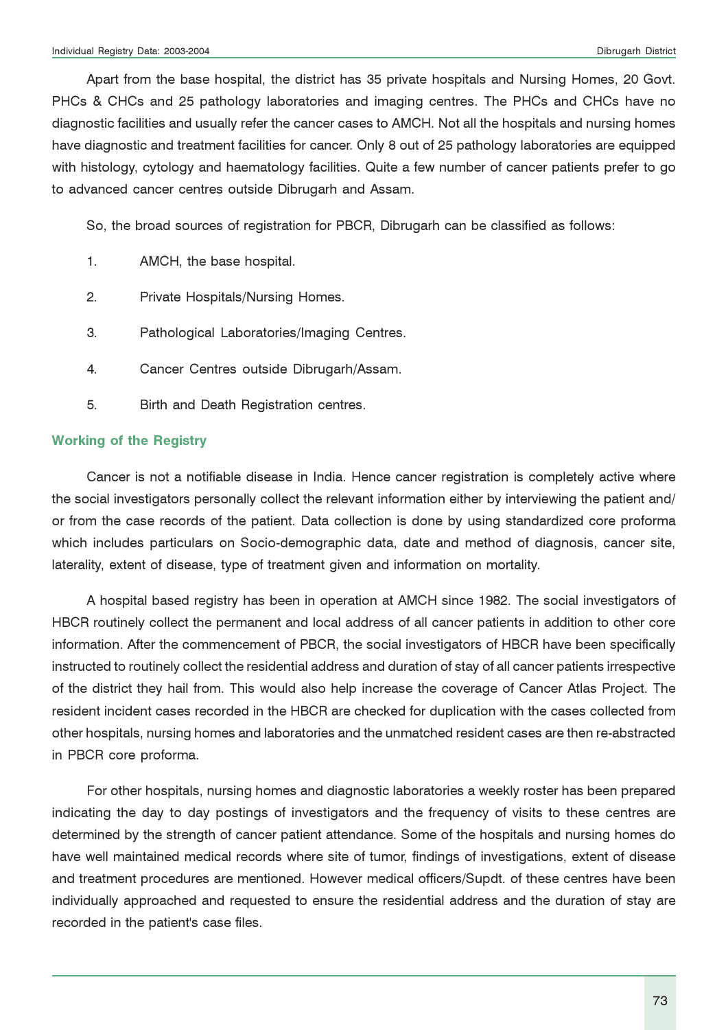Apart from the base hospital, the district has 35 private hospitals and Nursing Homes, 20 Govt. PHCs & CHCs and 25 pathology laboratories and imaging centres. The PHCs and CHCs have no diagnostic facilities and usually refer the cancer cases to AMCH. Not all the hospitals and nursing homes have diagnostic and treatment facilities for cancer. Only 8 out of 25 pathology laboratories are equipped with histology, cytology and haematology facilities. Quite a few number of cancer patients prefer to go to advanced cancer centres outside Dibrugarh and Assam.

So, the broad sources of registration for PBCR, Dibrugarh can be classified as follows:

1. AMCH, the base hospital.
2. Private Hospitals/Nursing Homes.
3. Pathological Laboratories/Imaging Centres.
4. Cancer Centres outside Dibrugarh/Assam.
5. Birth and Death Registration centres.

## Working of the Registry

Cancer is not a notifiable disease in India. Hence cancer registration is completely active where the social investigators personally collect the relevant information either by interviewing the patient and/ or from the case records of the patient. Data collection is done by using standardized core proforma which includes particulars on Socio-demographic data, date and method of diagnosis, cancer site, laterality, extent of disease, type of treatment given and information on mortality.

A hospital based registry has been in operation at AMCH since 1982. The social investigators of HBCR routinely collect the permanent and local address of all cancer patients in addition to other core information. After the commencement of PBCR, the social investigators of HBCR have been specifically instructed to routinely collect the residential address and duration of stay of all cancer patients irrespective of the district they hail from. This would also help increase the coverage of Cancer Atlas Project. The resident incident cases recorded in the HBCR are checked for duplication with the cases collected from other hospitals, nursing homes and laboratories and the unmatched resident cases are then re-abstracted in PBCR core proforma.

For other hospitals, nursing homes and diagnostic laboratories a weekly roster has been prepared indicating the day to day postings of investigators and the frequency of visits to these centres are determined by the strength of cancer patient attendance. Some of the hospitals and nursing homes do have well maintained medical records where site of tumor, findings of investigations, extent of disease and treatment procedures are mentioned. However medical officers/Supdt. of these centres have been individually approached and requested to ensure the residential address and the duration of stay are recorded in the patient's case files.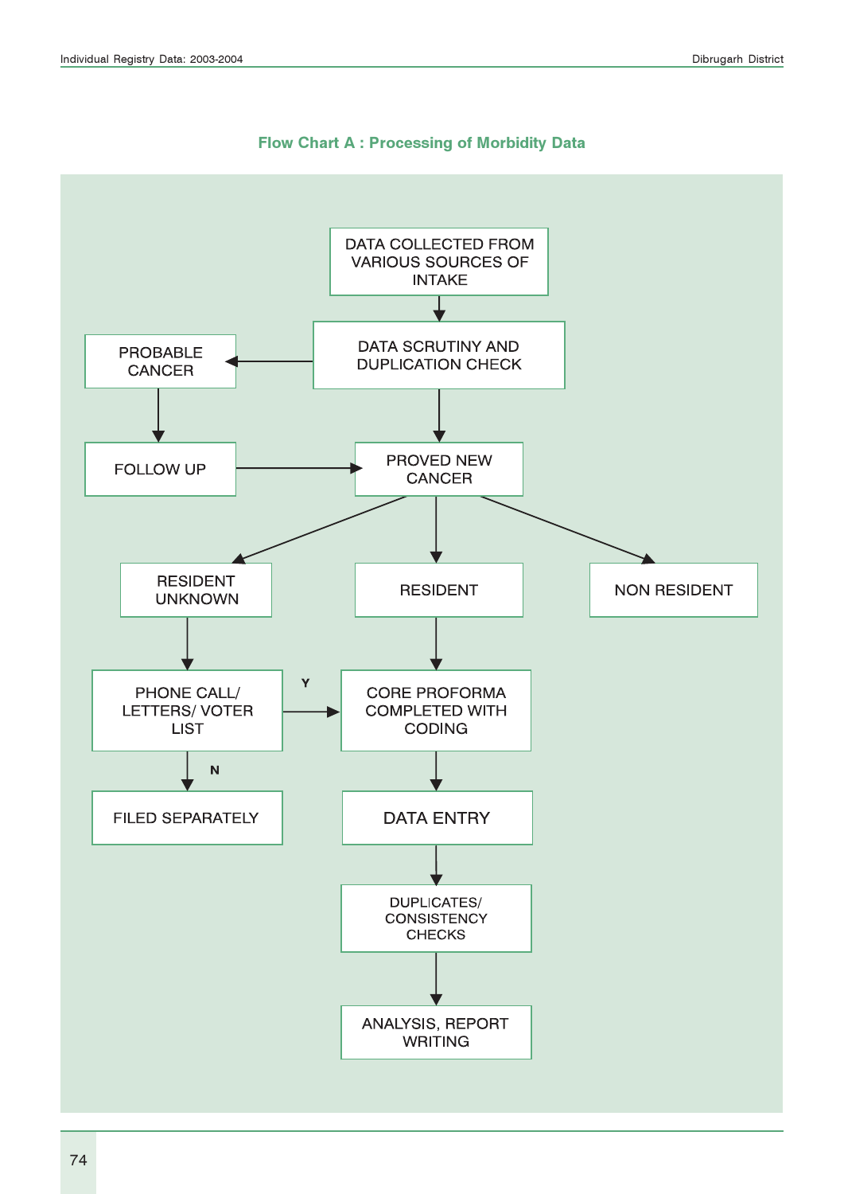## Flow Chart A : Processing of Morbidity Data

DATA COLLECTED FROM VARIOUS SOURCES OF INTAKE

DATA SCRUTINY AND DUPLICATION CHECK

PROBABLE CANCER

FOLLOW UP

PROVED NEW CANCER

RESIDENT UNKNOWN

RESIDENT

NON RESIDENT

PHONE CALL/ LETTERS/ VOTER LIST

Y

CORE PROFORMA COMPLETED WITH CODING

N

FILED SEPARATELY

DATA ENTRY

DUPLICATES/ CONSISTENCY CHECKS

ANALYSIS, REPORT WRITING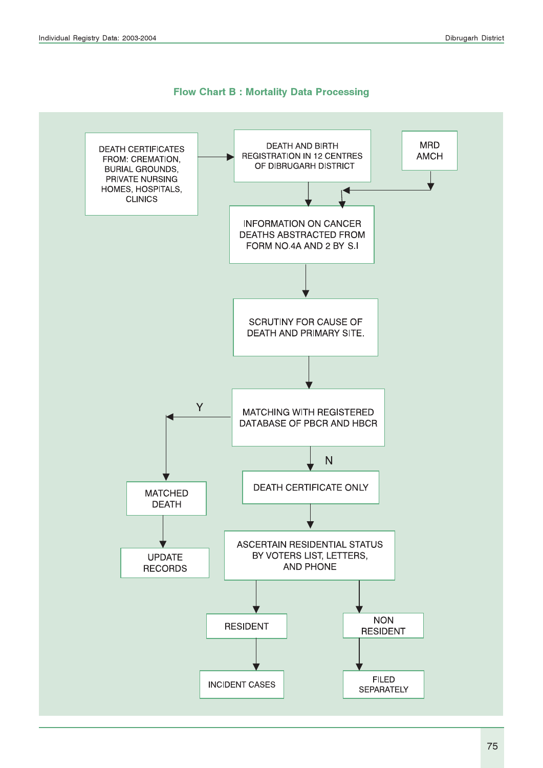## Flow Chart B : Mortality Data Processing

- DEATH CERTIFICATES FROM: CREMATION, BURIAL GROUNDS, PRIVATE NURSING HOMES, HOSPITALS, CLINICS → DEATH AND BIRTH REGISTRATION IN 12 CENTRES OF DIBRUGARH DISTRICT
- DEATH AND BIRTH REGISTRATION IN 12 CENTRES OF DIBRUGARH DISTRICT → INFORMATION ON CANCER DEATHS ABSTRACTED FROM FORM NO.4A AND 2 BY S.I
- MRD AMCH → INFORMATION ON CANCER DEATHS ABSTRACTED FROM FORM NO.4A AND 2 BY S.I
- INFORMATION ON CANCER DEATHS ABSTRACTED FROM FORM NO.4A AND 2 BY S.I → SCRUTINY FOR CAUSE OF DEATH AND PRIMARY SITE.
- SCRUTINY FOR CAUSE OF DEATH AND PRIMARY SITE. → MATCHING WITH REGISTERED DATABASE OF PBCR AND HBCR
- MATCHING WITH REGISTERED DATABASE OF PBCR AND HBCR:
  - Y → MATCHED DEATH → UPDATE RECORDS
  - N → DEATH CERTIFICATE ONLY → ASCERTAIN RESIDENTIAL STATUS BY VOTERS LIST, LETTERS, AND PHONE
- ASCERTAIN RESIDENTIAL STATUS BY VOTERS LIST, LETTERS, AND PHONE:
  - RESIDENT → INCIDENT CASES
  - NON RESIDENT → FILED SEPARATELY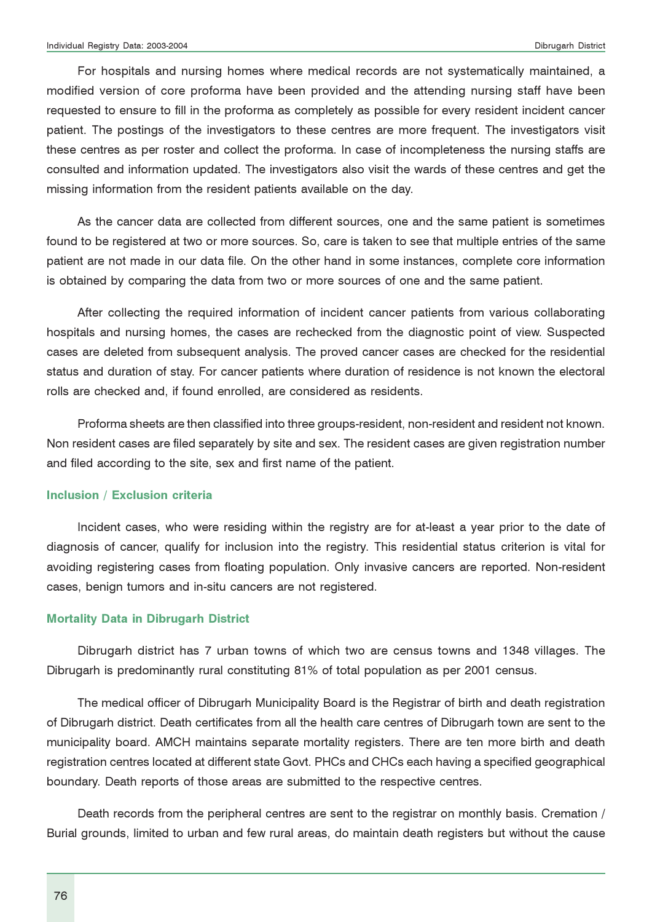For hospitals and nursing homes where medical records are not systematically maintained, a modified version of core proforma have been provided and the attending nursing staff have been requested to ensure to fill in the proforma as completely as possible for every resident incident cancer patient. The postings of the investigators to these centres are more frequent. The investigators visit these centres as per roster and collect the proforma. In case of incompleteness the nursing staffs are consulted and information updated. The investigators also visit the wards of these centres and get the missing information from the resident patients available on the day.

As the cancer data are collected from different sources, one and the same patient is sometimes found to be registered at two or more sources. So, care is taken to see that multiple entries of the same patient are not made in our data file. On the other hand in some instances, complete core information is obtained by comparing the data from two or more sources of one and the same patient.

After collecting the required information of incident cancer patients from various collaborating hospitals and nursing homes, the cases are rechecked from the diagnostic point of view. Suspected cases are deleted from subsequent analysis. The proved cancer cases are checked for the residential status and duration of stay. For cancer patients where duration of residence is not known the electoral rolls are checked and, if found enrolled, are considered as residents.

Proforma sheets are then classified into three groups-resident, non-resident and resident not known. Non resident cases are filed separately by site and sex. The resident cases are given registration number and filed according to the site, sex and first name of the patient.

## Inclusion / Exclusion criteria

Incident cases, who were residing within the registry are for at-least a year prior to the date of diagnosis of cancer, qualify for inclusion into the registry. This residential status criterion is vital for avoiding registering cases from floating population. Only invasive cancers are reported. Non-resident cases, benign tumors and in-situ cancers are not registered.

## Mortality Data in Dibrugarh District

Dibrugarh district has 7 urban towns of which two are census towns and 1348 villages. The Dibrugarh is predominantly rural constituting 81% of total population as per 2001 census.

The medical officer of Dibrugarh Municipality Board is the Registrar of birth and death registration of Dibrugarh district. Death certificates from all the health care centres of Dibrugarh town are sent to the municipality board. AMCH maintains separate mortality registers. There are ten more birth and death registration centres located at different state Govt. PHCs and CHCs each having a specified geographical boundary. Death reports of those areas are submitted to the respective centres.

Death records from the peripheral centres are sent to the registrar on monthly basis. Cremation / Burial grounds, limited to urban and few rural areas, do maintain death registers but without the cause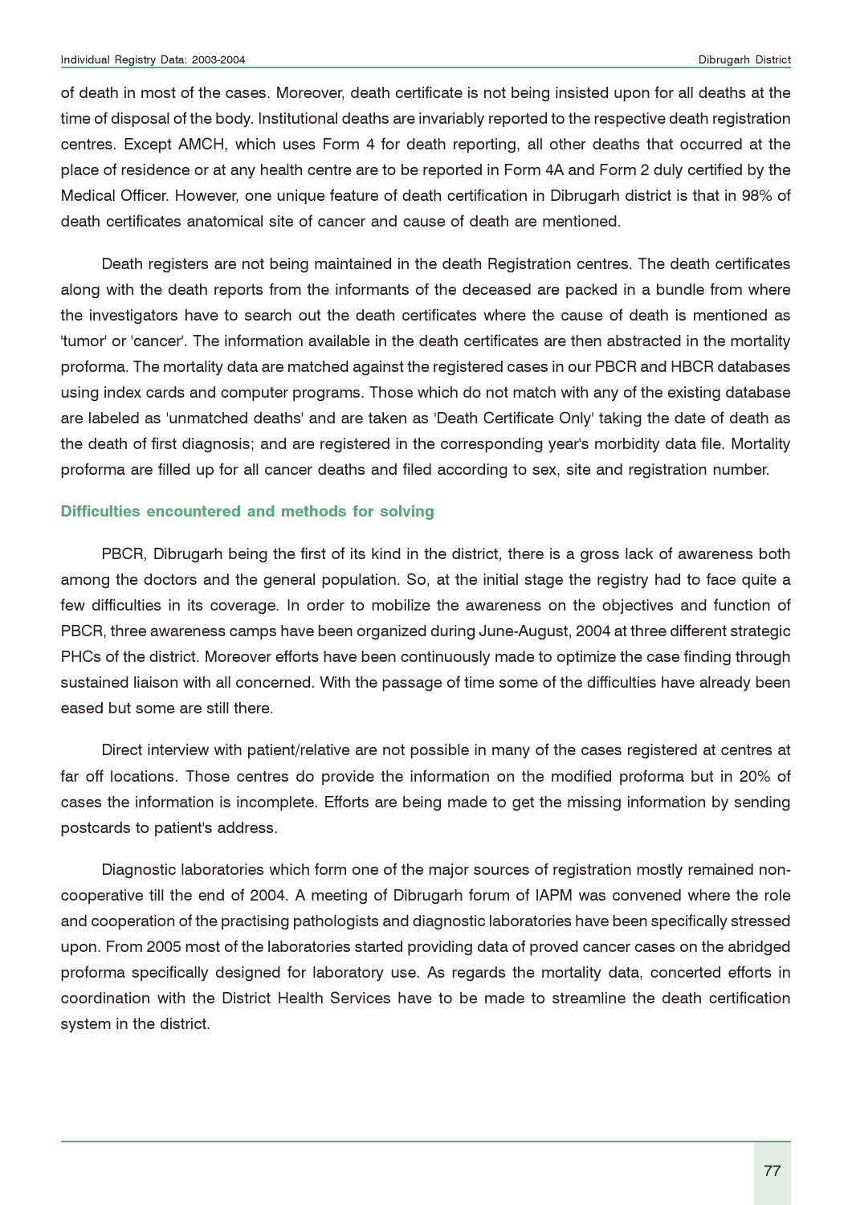of death in most of the cases. Moreover, death certificate is not being insisted upon for all deaths at the time of disposal of the body. Institutional deaths are invariably reported to the respective death registration centres. Except AMCH, which uses Form 4 for death reporting, all other deaths that occurred at the place of residence or at any health centre are to be reported in Form 4A and Form 2 duly certified by the Medical Officer. However, one unique feature of death certification in Dibrugarh district is that in 98% of death certificates anatomical site of cancer and cause of death are mentioned.

Death registers are not being maintained in the death Registration centres. The death certificates along with the death reports from the informants of the deceased are packed in a bundle from where the investigators have to search out the death certificates where the cause of death is mentioned as 'tumor' or 'cancer'. The information available in the death certificates are then abstracted in the mortality proforma. The mortality data are matched against the registered cases in our PBCR and HBCR databases using index cards and computer programs. Those which do not match with any of the existing database are labeled as 'unmatched deaths' and are taken as 'Death Certificate Only' taking the date of death as the death of first diagnosis; and are registered in the corresponding year's morbidity data file. Mortality proforma are filled up for all cancer deaths and filed according to sex, site and registration number.

### Difficulties encountered and methods for solving

PBCR, Dibrugarh being the first of its kind in the district, there is a gross lack of awareness both among the doctors and the general population. So, at the initial stage the registry had to face quite a few difficulties in its coverage. In order to mobilize the awareness on the objectives and function of PBCR, three awareness camps have been organized during June-August, 2004 at three different strategic PHCs of the district. Moreover efforts have been continuously made to optimize the case finding through sustained liaison with all concerned. With the passage of time some of the difficulties have already been eased but some are still there.

Direct interview with patient/relative are not possible in many of the cases registered at centres at far off locations. Those centres do provide the information on the modified proforma but in 20% of cases the information is incomplete. Efforts are being made to get the missing information by sending postcards to patient's address.

Diagnostic laboratories which form one of the major sources of registration mostly remained non-cooperative till the end of 2004. A meeting of Dibrugarh forum of IAPM was convened where the role and cooperation of the practising pathologists and diagnostic laboratories have been specifically stressed upon. From 2005 most of the laboratories started providing data of proved cancer cases on the abridged proforma specifically designed for laboratory use. As regards the mortality data, concerted efforts in coordination with the District Health Services have to be made to streamline the death certification system in the district.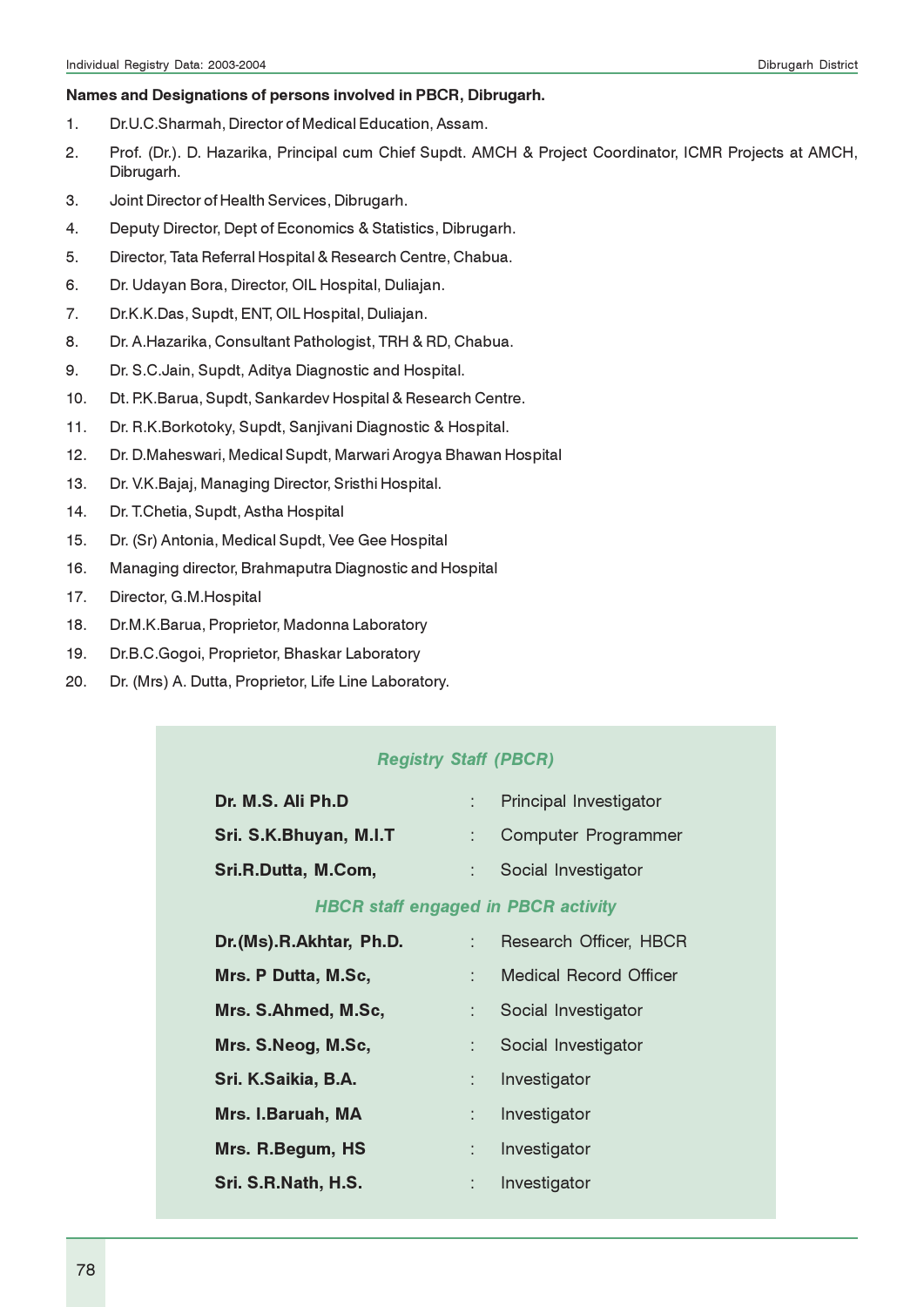**Names and Designations of persons involved in PBCR, Dibrugarh.**

1. Dr.U.C.Sharmah, Director of Medical Education, Assam.
2. Prof. (Dr.). D. Hazarika, Principal cum Chief Supdt. AMCH & Project Coordinator, ICMR Projects at AMCH, Dibrugarh.
3. Joint Director of Health Services, Dibrugarh.
4. Deputy Director, Dept of Economics & Statistics, Dibrugarh.
5. Director, Tata Referral Hospital & Research Centre, Chabua.
6. Dr. Udayan Bora, Director, OIL Hospital, Duliajan.
7. Dr.K.K.Das, Supdt, ENT, OIL Hospital, Duliajan.
8. Dr. A.Hazarika, Consultant Pathologist, TRH & RD, Chabua.
9. Dr. S.C.Jain, Supdt, Aditya Diagnostic and Hospital.
10. Dt. P.K.Barua, Supdt, Sankardev Hospital & Research Centre.
11. Dr. R.K.Borkotoky, Supdt, Sanjivani Diagnostic & Hospital.
12. Dr. D.Maheswari, Medical Supdt, Marwari Arogya Bhawan Hospital
13. Dr. V.K.Bajaj, Managing Director, Sristhi Hospital.
14. Dr. T.Chetia, Supdt, Astha Hospital
15. Dr. (Sr) Antonia, Medical Supdt, Vee Gee Hospital
16. Managing director, Brahmaputra Diagnostic and Hospital
17. Director, G.M.Hospital
18. Dr.M.K.Barua, Proprietor, Madonna Laboratory
19. Dr.B.C.Gogoi, Proprietor, Bhaskar Laboratory
20. Dr. (Mrs) A. Dutta, Proprietor, Life Line Laboratory.

*Registry Staff (PBCR)*

**Dr. M.S. Ali Ph.D** : Principal Investigator

**Sri. S.K.Bhuyan, M.I.T** : Computer Programmer

**Sri.R.Dutta, M.Com,** : Social Investigator

*HBCR staff engaged in PBCR activity*

**Dr.(Ms).R.Akhtar, Ph.D.** : Research Officer, HBCR

**Mrs. P Dutta, M.Sc,** : Medical Record Officer

**Mrs. S.Ahmed, M.Sc,** : Social Investigator

**Mrs. S.Neog, M.Sc,** : Social Investigator

**Sri. K.Saikia, B.A.** : Investigator

**Mrs. I.Baruah, MA** : Investigator

**Mrs. R.Begum, HS** : Investigator

**Sri. S.R.Nath, H.S.** : Investigator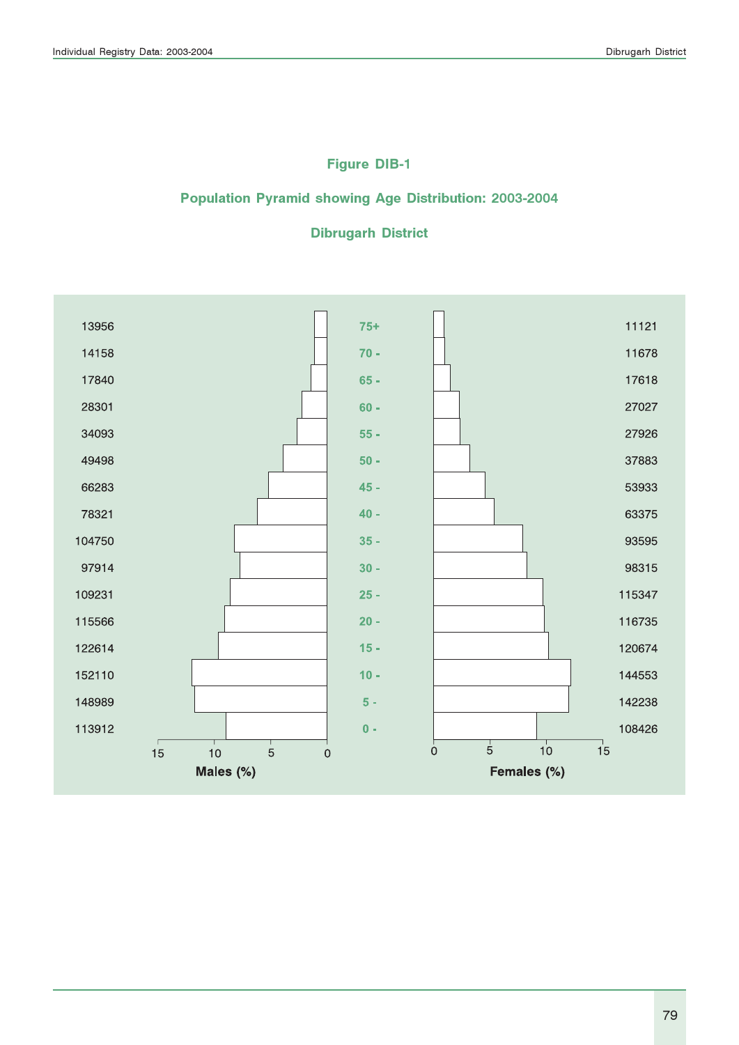### Figure DIB-1

### Population Pyramid showing Age Distribution: 2003-2004

### Dibrugarh District

| Males | Age | Females |
|---|---|---|
| 13956 | 75+ | 11121 |
| 14158 | 70 - | 11678 |
| 17840 | 65 - | 17618 |
| 28301 | 60 - | 27027 |
| 34093 | 55 - | 27926 |
| 49498 | 50 - | 37883 |
| 66283 | 45 - | 53933 |
| 78321 | 40 - | 63375 |
| 104750 | 35 - | 93595 |
| 97914 | 30 - | 98315 |
| 109231 | 25 - | 115347 |
| 115566 | 20 - | 116735 |
| 122614 | 15 - | 120674 |
| 152110 | 10 - | 144553 |
| 148989 | 5 - | 142238 |
| 113912 | 0 - | 108426 |

Males (%) | Females (%)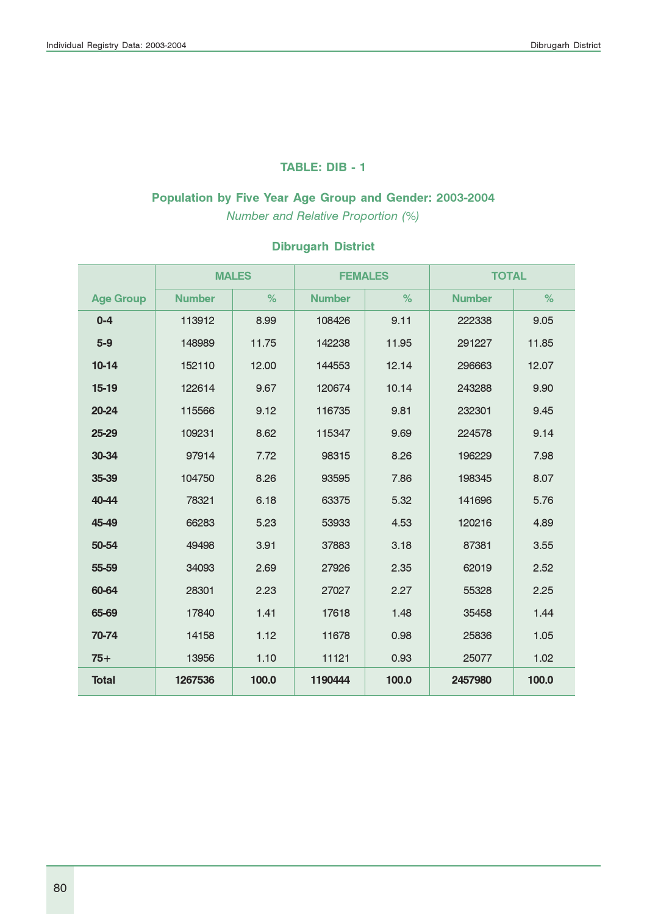### TABLE: DIB - 1

**Population by Five Year Age Group and Gender: 2003-2004**

*Number and Relative Proportion (%)*

**Dibrugarh District**

| Age Group | MALES | | FEMALES | | TOTAL | |
|---|---|---|---|---|---|---|
| | Number | % | Number | % | Number | % |
| 0-4 | 113912 | 8.99 | 108426 | 9.11 | 222338 | 9.05 |
| 5-9 | 148989 | 11.75 | 142238 | 11.95 | 291227 | 11.85 |
| 10-14 | 152110 | 12.00 | 144553 | 12.14 | 296663 | 12.07 |
| 15-19 | 122614 | 9.67 | 120674 | 10.14 | 243288 | 9.90 |
| 20-24 | 115566 | 9.12 | 116735 | 9.81 | 232301 | 9.45 |
| 25-29 | 109231 | 8.62 | 115347 | 9.69 | 224578 | 9.14 |
| 30-34 | 97914 | 7.72 | 98315 | 8.26 | 196229 | 7.98 |
| 35-39 | 104750 | 8.26 | 93595 | 7.86 | 198345 | 8.07 |
| 40-44 | 78321 | 6.18 | 63375 | 5.32 | 141696 | 5.76 |
| 45-49 | 66283 | 5.23 | 53933 | 4.53 | 120216 | 4.89 |
| 50-54 | 49498 | 3.91 | 37883 | 3.18 | 87381 | 3.55 |
| 55-59 | 34093 | 2.69 | 27926 | 2.35 | 62019 | 2.52 |
| 60-64 | 28301 | 2.23 | 27027 | 2.27 | 55328 | 2.25 |
| 65-69 | 17840 | 1.41 | 17618 | 1.48 | 35458 | 1.44 |
| 70-74 | 14158 | 1.12 | 11678 | 0.98 | 25836 | 1.05 |
| 75+ | 13956 | 1.10 | 11121 | 0.93 | 25077 | 1.02 |
| **Total** | **1267536** | **100.0** | **1190444** | **100.0** | **2457980** | **100.0** |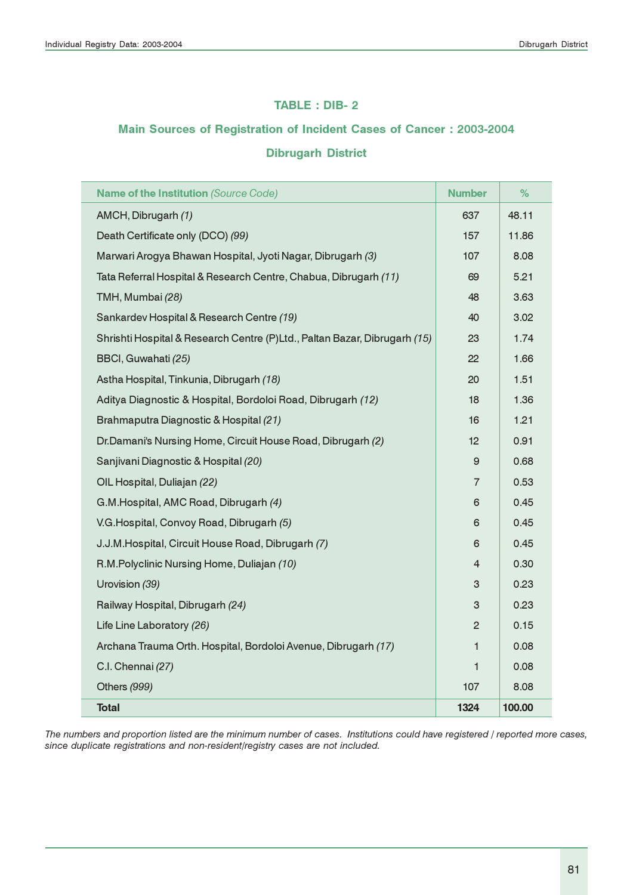## TABLE : DIB- 2

### Main Sources of Registration of Incident Cases of Cancer : 2003-2004

### Dibrugarh District

| Name of the Institution *(Source Code)* | Number | % |
|---|---|---|
| AMCH, Dibrugarh *(1)* | 637 | 48.11 |
| Death Certificate only (DCO) *(99)* | 157 | 11.86 |
| Marwari Arogya Bhawan Hospital, Jyoti Nagar, Dibrugarh *(3)* | 107 | 8.08 |
| Tata Referral Hospital & Research Centre, Chabua, Dibrugarh *(11)* | 69 | 5.21 |
| TMH, Mumbai *(28)* | 48 | 3.63 |
| Sankardev Hospital & Research Centre *(19)* | 40 | 3.02 |
| Shrishti Hospital & Research Centre (P)Ltd., Paltan Bazar, Dibrugarh *(15)* | 23 | 1.74 |
| BBCI, Guwahati *(25)* | 22 | 1.66 |
| Astha Hospital, Tinkunia, Dibrugarh *(18)* | 20 | 1.51 |
| Aditya Diagnostic & Hospital, Bordoloi Road, Dibrugarh *(12)* | 18 | 1.36 |
| Brahmaputra Diagnostic & Hospital *(21)* | 16 | 1.21 |
| Dr.Damani's Nursing Home, Circuit House Road, Dibrugarh *(2)* | 12 | 0.91 |
| Sanjivani Diagnostic & Hospital *(20)* | 9 | 0.68 |
| OIL Hospital, Duliajan *(22)* | 7 | 0.53 |
| G.M.Hospital, AMC Road, Dibrugarh *(4)* | 6 | 0.45 |
| V.G.Hospital, Convoy Road, Dibrugarh *(5)* | 6 | 0.45 |
| J.J.M.Hospital, Circuit House Road, Dibrugarh *(7)* | 6 | 0.45 |
| R.M.Polyclinic Nursing Home, Duliajan *(10)* | 4 | 0.30 |
| Urovision *(39)* | 3 | 0.23 |
| Railway Hospital, Dibrugarh *(24)* | 3 | 0.23 |
| Life Line Laboratory *(26)* | 2 | 0.15 |
| Archana Trauma Orth. Hospital, Bordoloi Avenue, Dibrugarh *(17)* | 1 | 0.08 |
| C.I. Chennai *(27)* | 1 | 0.08 |
| Others *(999)* | 107 | 8.08 |
| **Total** | **1324** | **100.00** |

*The numbers and proportion listed are the minimum number of cases. Institutions could have registered / reported more cases, since duplicate registrations and non-resident/registry cases are not included.*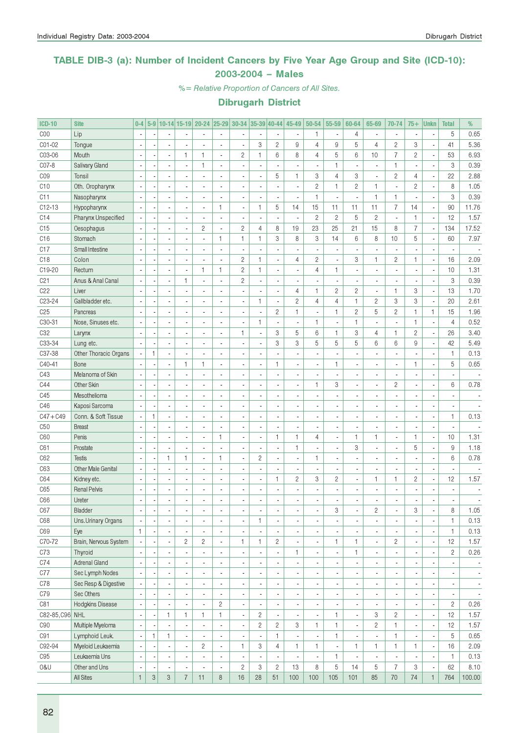## TABLE DIB-3 (a): Number of Incident Cancers by Five Year Age Group and Site (ICD-10): 2003-2004 – Males

*%= Relative Proportion of Cancers of All Sites.*

### Dibrugarh District

| ICD-10 | Site | 0-4 | 5-9 | 10-14 | 15-19 | 20-24 | 25-29 | 30-34 | 35-39 | 40-44 | 45-49 | 50-54 | 55-59 | 60-64 | 65-69 | 70-74 | 75+ | Unkn | Total | % |
|---|---|---|---|---|---|---|---|---|---|---|---|---|---|---|---|---|---|---|---|---|
| C00 | Lip | - | - | - | - | - | - | - | - | - | - | 1 | - | 4 | - | - | - | - | 5 | 0.65 |
| C01-02 | Tongue | - | - | - | - | - | - | - | 3 | 2 | 9 | 4 | 9 | 5 | 4 | 2 | 3 | - | 41 | 5.36 |
| C03-06 | Mouth | - | - | - | 1 | 1 | - | 2 | 1 | 6 | 8 | 4 | 5 | 6 | 10 | 7 | 2 | - | 53 | 6.93 |
| C07-8 | Salivary Gland | - | - | - | - | 1 | - | - | - | - | - | - | 1 | - | - | 1 | - | - | 3 | 0.39 |
| C09 | Tonsil | - | - | - | - | - | - | - | - | 5 | 1 | 3 | 4 | 3 | - | 2 | 4 | - | 22 | 2.88 |
| C10 | Oth. Oropharynx | - | - | - | - | - | - | - | - | - | - | 2 | 1 | 2 | 1 | - | 2 | - | 8 | 1.05 |
| C11 | Nasopharynx | - | - | - | - | - | - | - | - | - | - | 1 | - | - | 1 | 1 | - | - | 3 | 0.39 |
| C12-13 | Hypopharynx | - | - | - | - | - | 1 | - | 1 | 5 | 14 | 15 | 11 | 11 | 11 | 7 | 14 | - | 90 | 11.76 |
| C14 | Pharynx Unspecified | - | - | - | - | - | - | - | - | - | - | 2 | 2 | 5 | 2 | - | 1 | - | 12 | 1.57 |
| C15 | Oesophagus | - | - | - | - | 2 | - | 2 | 4 | 8 | 19 | 23 | 25 | 21 | 15 | 8 | 7 | - | 134 | 17.52 |
| C16 | Stomach | - | - | - | - | - | 1 | 1 | 1 | 3 | 8 | 3 | 14 | 6 | 8 | 10 | 5 | - | 60 | 7.97 |
| C17 | Small Intestine | - | - | - | - | - | - | - | - | - | - | - | - | - | - | - | - | - | - | - |
| C18 | Colon | - | - | - | - | - | - | 2 | 1 | - | 4 | 2 | - | 3 | 1 | 2 | 1 | - | 16 | 2.09 |
| C19-20 | Rectum | - | - | - | - | 1 | 1 | 2 | 1 | - | - | 4 | 1 | - | - | - | - | - | 10 | 1.31 |
| C21 | Anus & Anal Canal | - | - | - | 1 | - | - | 2 | - | - | - | - | - | - | - | - | - | - | 3 | 0.39 |
| C22 | Liver | - | - | - | - | - | - | - | - | - | 4 | 1 | 2 | 2 | - | 1 | 3 | - | 13 | 1.70 |
| C23-24 | Gallbladder etc. | - | - | - | - | - | - | - | 1 | - | 2 | 4 | 4 | 1 | 2 | 3 | 3 | - | 20 | 2.61 |
| C25 | Pancreas | - | - | - | - | - | - | - | - | 2 | 1 | - | 1 | 2 | 5 | 2 | 1 | 1 | 15 | 1.96 |
| C30-31 | Nose, Sinuses etc. | - | - | - | - | - | - | - | 1 | - | - | 1 | - | 1 | - | - | 1 | - | 4 | 0.52 |
| C32 | Larynx | - | - | - | - | - | - | 1 | - | 3 | 5 | 6 | 1 | 3 | 4 | 1 | 2 | - | 26 | 3.40 |
| C33-34 | Lung etc. | - | - | - | - | - | - | - | - | 3 | 3 | 5 | 5 | 5 | 6 | 6 | 9 | - | 42 | 5.49 |
| C37-38 | Other Thoracic Organs | - | 1 | - | - | - | - | - | - | - | - | - | - | - | - | - | - | - | 1 | 0.13 |
| C40-41 | Bone | - | - | - | 1 | 1 | - | - | - | 1 | - | - | 1 | - | - | - | 1 | - | 5 | 0.65 |
| C43 | Melanoma of Skin | - | - | - | - | - | - | - | - | - | - | - | - | - | - | - | - | - | - | - |
| C44 | Other Skin | - | - | - | - | - | - | - | - | - | - | 1 | 3 | - | - | 2 | - | - | 6 | 0.78 |
| C45 | Mesothelioma | - | - | - | - | - | - | - | - | - | - | - | - | - | - | - | - | - | - | - |
| C46 | Kaposi Sarcoma | - | - | - | - | - | - | - | - | - | - | - | - | - | - | - | - | - | - | - |
| C47+C49 | Conn. & Soft Tissue | - | 1 | - | - | - | - | - | - | - | - | - | - | - | - | - | - | - | 1 | 0.13 |
| C50 | Breast | - | - | - | - | - | - | - | - | - | - | - | - | - | - | - | - | - | - | - |
| C60 | Penis | - | - | - | - | - | 1 | - | - | 1 | 1 | 4 | - | 1 | 1 | - | 1 | - | 10 | 1.31 |
| C61 | Prostate | - | - | - | - | - | - | - | - | - | 1 | - | - | 3 | - | - | 5 | - | 9 | 1.18 |
| C62 | Testis | - | - | 1 | 1 | - | 1 | - | 2 | - | - | 1 | - | - | - | - | - | - | 6 | 0.78 |
| C63 | Other Male Genital | - | - | - | - | - | - | - | - | - | - | - | - | - | - | - | - | - | - | - |
| C64 | Kidney etc. | - | - | - | - | - | - | - | - | 1 | 2 | 3 | 2 | - | 1 | 1 | 2 | - | 12 | 1.57 |
| C65 | Renal Pelvis | - | - | - | - | - | - | - | - | - | - | - | - | - | - | - | - | - | - | - |
| C66 | Ureter | - | - | - | - | - | - | - | - | - | - | - | - | - | - | - | - | - | - | - |
| C67 | Bladder | - | - | - | - | - | - | - | - | - | - | - | 3 | - | 2 | - | 3 | - | 8 | 1.05 |
| C68 | Uns.Urinary Organs | - | - | - | - | - | - | - | 1 | - | - | - | - | - | - | - | - | - | 1 | 0.13 |
| C69 | Eye | 1 | - | - | - | - | - | - | - | - | - | - | - | - | - | - | - | - | 1 | 0.13 |
| C70-72 | Brain, Nervous System | - | - | - | 2 | 2 | - | 1 | 1 | 2 | - | - | 1 | 1 | - | 2 | - | - | 12 | 1.57 |
| C73 | Thyroid | - | - | - | - | - | - | - | - | - | 1 | - | - | 1 | - | - | - | - | 2 | 0.26 |
| C74 | Adrenal Gland | - | - | - | - | - | - | - | - | - | - | - | - | - | - | - | - | - | - | - |
| C77 | Sec Lymph Nodes | - | - | - | - | - | - | - | - | - | - | - | - | - | - | - | - | - | - | - |
| C78 | Sec Resp & Digestive | - | - | - | - | - | - | - | - | - | - | - | - | - | - | - | - | - | - | - |
| C79 | Sec Others | - | - | - | - | - | - | - | - | - | - | - | - | - | - | - | - | - | - | - |
| C81 | Hodgkins Disease | - | - | - | - | - | 2 | - | - | - | - | - | - | - | - | - | - | - | 2 | 0.26 |
| C82-85,C96 | NHL | - | - | 1 | 1 | 1 | 1 | - | 2 | - | - | - | 1 | - | 3 | 2 | - | - | 12 | 1.57 |
| C90 | Multiple Myeloma | - | - | - | - | - | - | - | 2 | 2 | 3 | 1 | 1 | - | 2 | 1 | - | - | 12 | 1.57 |
| C91 | Lymphoid Leuk. | - | 1 | 1 | - | - | - | - | - | 1 | - | - | 1 | - | - | 1 | - | - | 5 | 0.65 |
| C92-94 | Myeloid Leukaemia | - | - | - | - | 2 | - | 1 | 3 | 4 | 1 | 1 | - | 1 | 1 | 1 | 1 | - | 16 | 2.09 |
| C95 | Leukaemia Uns | - | - | - | - | - | - | - | - | - | - | - | 1 | - | - | - | - | - | 1 | 0.13 |
| O&U | Other and Uns | - | - | - | - | - | - | 2 | 3 | 2 | 13 | 8 | 5 | 14 | 5 | 7 | 3 | - | 62 | 8.10 |
| | All Sites | 1 | 3 | 3 | 7 | 11 | 8 | 16 | 28 | 51 | 100 | 100 | 105 | 101 | 85 | 70 | 74 | 1 | 764 | 100.00 |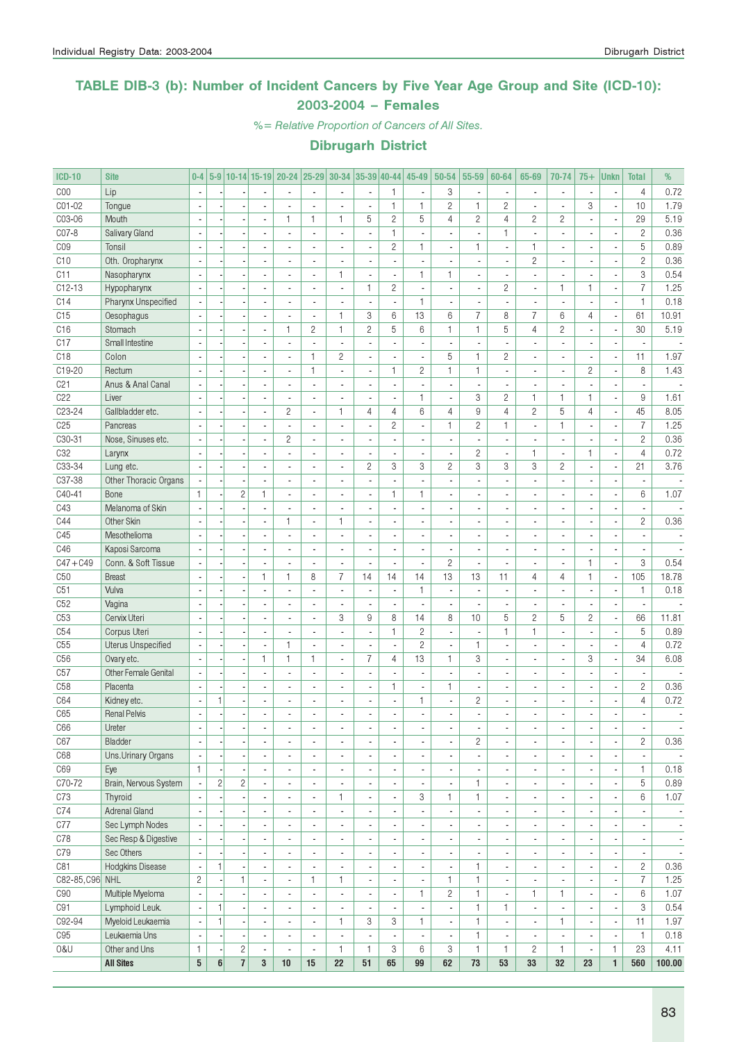## TABLE DIB-3 (b): Number of Incident Cancers by Five Year Age Group and Site (ICD-10): 2003-2004 – Females

*%= Relative Proportion of Cancers of All Sites.*

### Dibrugarh District

| ICD-10 | Site | 0-4 | 5-9 | 10-14 | 15-19 | 20-24 | 25-29 | 30-34 | 35-39 | 40-44 | 45-49 | 50-54 | 55-59 | 60-64 | 65-69 | 70-74 | 75+ | Unkn | Total | % |
|---|---|---|---|---|---|---|---|---|---|---|---|---|---|---|---|---|---|---|---|---|
| C00 | Lip | - | - | - | - | - | - | - | - | 1 | - | 3 | - | - | - | - | - | - | 4 | 0.72 |
| C01-02 | Tongue | - | - | - | - | - | - | - | - | 1 | 1 | 2 | 1 | 2 | - | - | 3 | - | 10 | 1.79 |
| C03-06 | Mouth | - | - | - | - | 1 | 1 | 1 | 5 | 2 | 5 | 4 | 2 | 4 | 2 | 2 | - | - | 29 | 5.19 |
| C07-8 | Salivary Gland | - | - | - | - | - | - | - | - | 1 | - | - | - | 1 | - | - | - | - | 2 | 0.36 |
| C09 | Tonsil | - | - | - | - | - | - | - | - | 2 | 1 | - | 1 | - | 1 | - | - | - | 5 | 0.89 |
| C10 | Oth. Oropharynx | - | - | - | - | - | - | - | - | - | - | - | - | - | 2 | - | - | - | 2 | 0.36 |
| C11 | Nasopharynx | - | - | - | - | - | - | 1 | - | - | 1 | 1 | - | - | - | - | - | - | 3 | 0.54 |
| C12-13 | Hypopharynx | - | - | - | - | - | - | - | 1 | 2 | - | - | - | 2 | - | 1 | 1 | - | 7 | 1.25 |
| C14 | Pharynx Unspecified | - | - | - | - | - | - | - | - | - | 1 | - | - | - | - | - | - | - | 1 | 0.18 |
| C15 | Oesophagus | - | - | - | - | - | - | 1 | 3 | 6 | 13 | 6 | 7 | 8 | 7 | 6 | 4 | - | 61 | 10.91 |
| C16 | Stomach | - | - | - | - | 1 | 2 | 1 | 2 | 5 | 6 | 1 | 1 | 5 | 4 | 2 | - | - | 30 | 5.19 |
| C17 | Small Intestine | - | - | - | - | - | - | - | - | - | - | - | - | - | - | - | - | - | - | - |
| C18 | Colon | - | - | - | - | - | 1 | 2 | - | - | - | 5 | 1 | 2 | - | - | - | - | 11 | 1.97 |
| C19-20 | Rectum | - | - | - | - | - | 1 | - | - | 1 | 2 | 1 | 1 | - | - | - | 2 | - | 8 | 1.43 |
| C21 | Anus & Anal Canal | - | - | - | - | - | - | - | - | - | - | - | - | - | - | - | - | - | - | - |
| C22 | Liver | - | - | - | - | - | - | - | - | - | 1 | - | 3 | 2 | 1 | 1 | 1 | - | 9 | 1.61 |
| C23-24 | Gallbladder etc. | - | - | - | - | 2 | - | 1 | 4 | 4 | 6 | 4 | 9 | 4 | 2 | 5 | 4 | - | 45 | 8.05 |
| C25 | Pancreas | - | - | - | - | - | - | - | - | 2 | - | 1 | 2 | 1 | - | 1 | - | - | 7 | 1.25 |
| C30-31 | Nose, Sinuses etc. | - | - | - | - | 2 | - | - | - | - | - | - | - | - | - | - | - | - | 2 | 0.36 |
| C32 | Larynx | - | - | - | - | - | - | - | - | - | - | - | 2 | - | 1 | - | 1 | - | 4 | 0.72 |
| C33-34 | Lung etc. | - | - | - | - | - | - | - | 2 | 3 | 3 | 2 | 3 | 3 | 3 | 2 | - | - | 21 | 3.76 |
| C37-38 | Other Thoracic Organs | - | - | - | - | - | - | - | - | - | - | - | - | - | - | - | - | - | - | - |
| C40-41 | Bone | 1 | - | 2 | 1 | - | - | - | - | 1 | 1 | - | - | - | - | - | - | - | 6 | 1.07 |
| C43 | Melanoma of Skin | - | - | - | - | - | - | - | - | - | - | - | - | - | - | - | - | - | - | - |
| C44 | Other Skin | - | - | - | - | 1 | - | 1 | - | - | - | - | - | - | - | - | - | - | 2 | 0.36 |
| C45 | Mesothelioma | - | - | - | - | - | - | - | - | - | - | - | - | - | - | - | - | - | - | - |
| C46 | Kaposi Sarcoma | - | - | - | - | - | - | - | - | - | - | - | - | - | - | - | - | - | - | - |
| C47+C49 | Conn. & Soft Tissue | - | - | - | - | - | - | - | - | - | - | 2 | - | - | - | - | 1 | - | 3 | 0.54 |
| C50 | Breast | - | - | - | 1 | 1 | 8 | 7 | 14 | 14 | 14 | 13 | 13 | 11 | 4 | 4 | 1 | - | 105 | 18.78 |
| C51 | Vulva | - | - | - | - | - | - | - | - | - | 1 | - | - | - | - | - | - | - | 1 | 0.18 |
| C52 | Vagina | - | - | - | - | - | - | - | - | - | - | - | - | - | - | - | - | - | - | - |
| C53 | Cervix Uteri | - | - | - | - | - | - | 3 | 9 | 8 | 14 | 8 | 10 | 5 | 2 | 5 | 2 | - | 66 | 11.81 |
| C54 | Corpus Uteri | - | - | - | - | - | - | - | - | 1 | 2 | - | - | 1 | 1 | - | - | - | 5 | 0.89 |
| C55 | Uterus Unspecified | - | - | - | - | 1 | - | - | - | - | 2 | - | 1 | - | - | - | - | - | 4 | 0.72 |
| C56 | Ovary etc. | - | - | - | 1 | 1 | 1 | - | 7 | 4 | 13 | 1 | 3 | - | - | - | 3 | - | 34 | 6.08 |
| C57 | Other Female Genital | - | - | - | - | - | - | - | - | - | - | - | - | - | - | - | - | - | - | - |
| C58 | Placenta | - | - | - | - | - | - | - | - | 1 | - | 1 | - | - | - | - | - | - | 2 | 0.36 |
| C64 | Kidney etc. | - | 1 | - | - | - | - | - | - | - | 1 | - | 2 | - | - | - | - | - | 4 | 0.72 |
| C65 | Renal Pelvis | - | - | - | - | - | - | - | - | - | - | - | - | - | - | - | - | - | - | - |
| C66 | Ureter | - | - | - | - | - | - | - | - | - | - | - | - | - | - | - | - | - | - | - |
| C67 | Bladder | - | - | - | - | - | - | - | - | - | - | - | 2 | - | - | - | - | - | 2 | 0.36 |
| C68 | Uns.Urinary Organs | - | - | - | - | - | - | - | - | - | - | - | - | - | - | - | - | - | - | - |
| C69 | Eye | 1 | - | - | - | - | - | - | - | - | - | - | - | - | - | - | - | - | 1 | 0.18 |
| C70-72 | Brain, Nervous System | - | 2 | 2 | - | - | - | - | - | - | - | - | 1 | - | - | - | - | - | 5 | 0.89 |
| C73 | Thyroid | - | - | - | - | - | - | 1 | - | - | 3 | 1 | 1 | - | - | - | - | - | 6 | 1.07 |
| C74 | Adrenal Gland | - | - | - | - | - | - | - | - | - | - | - | - | - | - | - | - | - | - | - |
| C77 | Sec Lymph Nodes | - | - | - | - | - | - | - | - | - | - | - | - | - | - | - | - | - | - | - |
| C78 | Sec Resp & Digestive | - | - | - | - | - | - | - | - | - | - | - | - | - | - | - | - | - | - | - |
| C79 | Sec Others | - | - | - | - | - | - | - | - | - | - | - | - | - | - | - | - | - | - | - |
| C81 | Hodgkins Disease | - | 1 | - | - | - | - | - | - | - | - | - | 1 | - | - | - | - | - | 2 | 0.36 |
| C82-85,C96 | NHL | 2 | - | 1 | - | - | 1 | 1 | - | - | - | 1 | 1 | - | - | - | - | - | 7 | 1.25 |
| C90 | Multiple Myeloma | - | - | - | - | - | - | - | - | - | 1 | 2 | 1 | - | 1 | 1 | - | - | 6 | 1.07 |
| C91 | Lymphoid Leuk. | - | 1 | - | - | - | - | - | - | - | - | - | 1 | 1 | - | - | - | - | 3 | 0.54 |
| C92-94 | Myeloid Leukaemia | - | 1 | - | - | - | - | 1 | 3 | 3 | 1 | - | 1 | - | - | 1 | - | - | 11 | 1.97 |
| C95 | Leukaemia Uns | - | - | - | - | - | - | - | - | - | - | - | 1 | - | - | - | - | - | 1 | 0.18 |
| O&U | Other and Uns | 1 | - | 2 | - | - | - | 1 | 1 | 3 | 6 | 3 | 1 | 1 | 2 | 1 | - | 1 | 23 | 4.11 |
| | **All Sites** | **5** | **6** | **7** | **3** | **10** | **15** | **22** | **51** | **65** | **99** | **62** | **73** | **53** | **33** | **32** | **23** | **1** | **560** | **100.00** |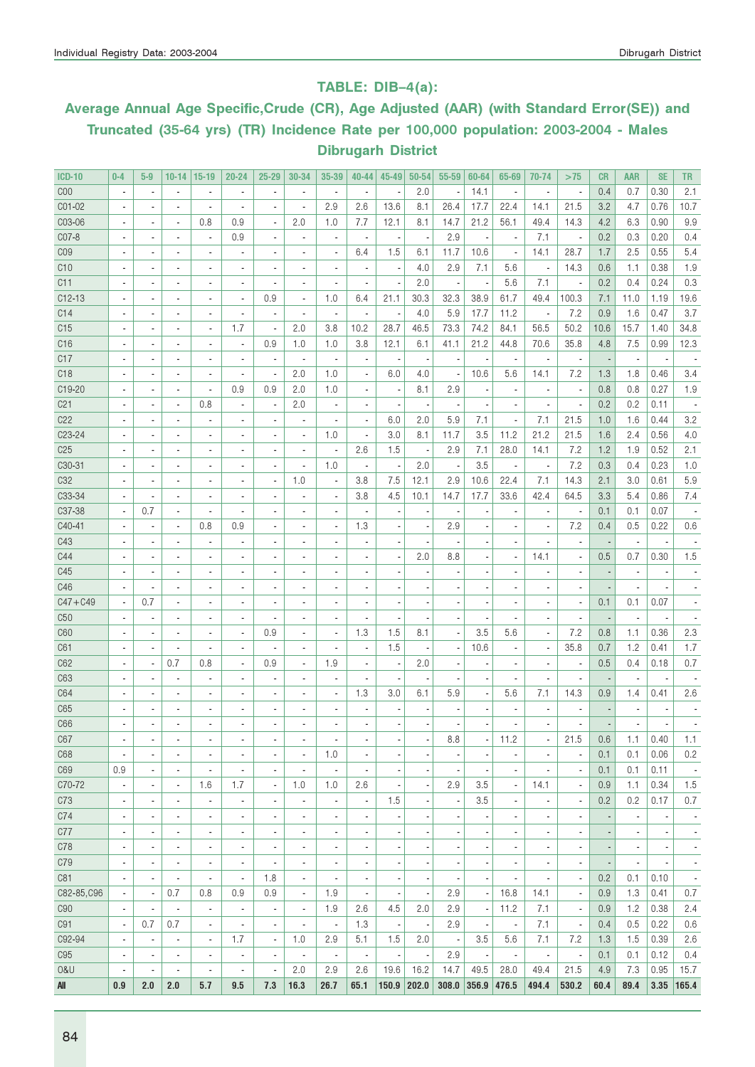## TABLE: DIB–4(a):

## Average Annual Age Specific,Crude (CR), Age Adjusted (AAR) (with Standard Error(SE)) and Truncated (35-64 yrs) (TR) Incidence Rate per 100,000 population: 2003-2004 - Males Dibrugarh District

| ICD-10 | 0-4 | 5-9 | 10-14 | 15-19 | 20-24 | 25-29 | 30-34 | 35-39 | 40-44 | 45-49 | 50-54 | 55-59 | 60-64 | 65-69 | 70-74 | >75 | CR | AAR | SE | TR |
|---|---|---|---|---|---|---|---|---|---|---|---|---|---|---|---|---|---|---|---|---|
| C00 | - | - | - | - | - | - | - | - | - | - | 2.0 | - | 14.1 | - | - | - | 0.4 | 0.7 | 0.30 | 2.1 |
| C01-02 | - | - | - | - | - | - | - | 2.9 | 2.6 | 13.6 | 8.1 | 26.4 | 17.7 | 22.4 | 14.1 | 21.5 | 3.2 | 4.7 | 0.76 | 10.7 |
| C03-06 | - | - | - | 0.8 | 0.9 | - | 2.0 | 1.0 | 7.7 | 12.1 | 8.1 | 14.7 | 21.2 | 56.1 | 49.4 | 14.3 | 4.2 | 6.3 | 0.90 | 9.9 |
| C07-8 | - | - | - | - | 0.9 | - | - | - | - | - | - | 2.9 | - | - | 7.1 | - | 0.2 | 0.3 | 0.20 | 0.4 |
| C09 | - | - | - | - | - | - | - | - | 6.4 | 1.5 | 6.1 | 11.7 | 10.6 | - | 14.1 | 28.7 | 1.7 | 2.5 | 0.55 | 5.4 |
| C10 | - | - | - | - | - | - | - | - | - | - | 4.0 | 2.9 | 7.1 | 5.6 | - | 14.3 | 0.6 | 1.1 | 0.38 | 1.9 |
| C11 | - | - | - | - | - | - | - | - | - | - | 2.0 | - | - | 5.6 | 7.1 | - | 0.2 | 0.4 | 0.24 | 0.3 |
| C12-13 | - | - | - | - | - | 0.9 | - | 1.0 | 6.4 | 21.1 | 30.3 | 32.3 | 38.9 | 61.7 | 49.4 | 100.3 | 7.1 | 11.0 | 1.19 | 19.6 |
| C14 | - | - | - | - | - | - | - | - | - | - | 4.0 | 5.9 | 17.7 | 11.2 | - | 7.2 | 0.9 | 1.6 | 0.47 | 3.7 |
| C15 | - | - | - | - | 1.7 | - | 2.0 | 3.8 | 10.2 | 28.7 | 46.5 | 73.3 | 74.2 | 84.1 | 56.5 | 50.2 | 10.6 | 15.7 | 1.40 | 34.8 |
| C16 | - | - | - | - | - | 0.9 | 1.0 | 1.0 | 3.8 | 12.1 | 6.1 | 41.1 | 21.2 | 44.8 | 70.6 | 35.8 | 4.8 | 7.5 | 0.99 | 12.3 |
| C17 | - | - | - | - | - | - | - | - | - | - | - | - | - | - | - | - | - | - | - | - |
| C18 | - | - | - | - | - | - | 2.0 | 1.0 | - | 6.0 | 4.0 | - | 10.6 | 5.6 | 14.1 | 7.2 | 1.3 | 1.8 | 0.46 | 3.4 |
| C19-20 | - | - | - | - | 0.9 | 0.9 | 2.0 | 1.0 | - | - | 8.1 | 2.9 | - | - | - | - | 0.8 | 0.8 | 0.27 | 1.9 |
| C21 | - | - | - | 0.8 | - | - | 2.0 | - | - | - | - | - | - | - | - | - | 0.2 | 0.2 | 0.11 | - |
| C22 | - | - | - | - | - | - | - | - | - | 6.0 | 2.0 | 5.9 | 7.1 | - | 7.1 | 21.5 | 1.0 | 1.6 | 0.44 | 3.2 |
| C23-24 | - | - | - | - | - | - | - | 1.0 | - | 3.0 | 8.1 | 11.7 | 3.5 | 11.2 | 21.2 | 21.5 | 1.6 | 2.4 | 0.56 | 4.0 |
| C25 | - | - | - | - | - | - | - | - | 2.6 | 1.5 | - | 2.9 | 7.1 | 28.0 | 14.1 | 7.2 | 1.2 | 1.9 | 0.52 | 2.1 |
| C30-31 | - | - | - | - | - | - | - | 1.0 | - | - | 2.0 | - | 3.5 | - | - | 7.2 | 0.3 | 0.4 | 0.23 | 1.0 |
| C32 | - | - | - | - | - | - | 1.0 | - | 3.8 | 7.5 | 12.1 | 2.9 | 10.6 | 22.4 | 7.1 | 14.3 | 2.1 | 3.0 | 0.61 | 5.9 |
| C33-34 | - | - | - | - | - | - | - | - | 3.8 | 4.5 | 10.1 | 14.7 | 17.7 | 33.6 | 42.4 | 64.5 | 3.3 | 5.4 | 0.86 | 7.4 |
| C37-38 | - | 0.7 | - | - | - | - | - | - | - | - | - | - | - | - | - | - | 0.1 | 0.1 | 0.07 | - |
| C40-41 | - | - | - | 0.8 | 0.9 | - | - | - | 1.3 | - | - | 2.9 | - | - | - | 7.2 | 0.4 | 0.5 | 0.22 | 0.6 |
| C43 | - | - | - | - | - | - | - | - | - | - | - | - | - | - | - | - | - | - | - | - |
| C44 | - | - | - | - | - | - | - | - | - | - | 2.0 | 8.8 | - | - | 14.1 | - | 0.5 | 0.7 | 0.30 | 1.5 |
| C45 | - | - | - | - | - | - | - | - | - | - | - | - | - | - | - | - | - | - | - | - |
| C46 | - | - | - | - | - | - | - | - | - | - | - | - | - | - | - | - | - | - | - | - |
| C47+C49 | - | 0.7 | - | - | - | - | - | - | - | - | - | - | - | - | - | - | 0.1 | 0.1 | 0.07 | - |
| C50 | - | - | - | - | - | - | - | - | - | - | - | - | - | - | - | - | - | - | - | - |
| C60 | - | - | - | - | - | 0.9 | - | - | 1.3 | 1.5 | 8.1 | - | 3.5 | 5.6 | - | 7.2 | 0.8 | 1.1 | 0.36 | 2.3 |
| C61 | - | - | - | - | - | - | - | - | - | 1.5 | - | - | 10.6 | - | - | 35.8 | 0.7 | 1.2 | 0.41 | 1.7 |
| C62 | - | - | 0.7 | 0.8 | - | 0.9 | - | 1.9 | - | - | 2.0 | - | - | - | - | - | 0.5 | 0.4 | 0.18 | 0.7 |
| C63 | - | - | - | - | - | - | - | - | - | - | - | - | - | - | - | - | - | - | - | - |
| C64 | - | - | - | - | - | - | - | - | 1.3 | 3.0 | 6.1 | 5.9 | - | 5.6 | 7.1 | 14.3 | 0.9 | 1.4 | 0.41 | 2.6 |
| C65 | - | - | - | - | - | - | - | - | - | - | - | - | - | - | - | - | - | - | - | - |
| C66 | - | - | - | - | - | - | - | - | - | - | - | - | - | - | - | - | - | - | - | - |
| C67 | - | - | - | - | - | - | - | - | - | - | - | 8.8 | - | 11.2 | - | 21.5 | 0.6 | 1.1 | 0.40 | 1.1 |
| C68 | - | - | - | - | - | - | - | 1.0 | - | - | - | - | - | - | - | - | 0.1 | 0.1 | 0.06 | 0.2 |
| C69 | 0.9 | - | - | - | - | - | - | - | - | - | - | - | - | - | - | - | 0.1 | 0.1 | 0.11 | - |
| C70-72 | - | - | - | 1.6 | 1.7 | - | 1.0 | 1.0 | 2.6 | - | - | 2.9 | 3.5 | - | 14.1 | - | 0.9 | 1.1 | 0.34 | 1.5 |
| C73 | - | - | - | - | - | - | - | - | - | 1.5 | - | - | 3.5 | - | - | - | 0.2 | 0.2 | 0.17 | 0.7 |
| C74 | - | - | - | - | - | - | - | - | - | - | - | - | - | - | - | - | - | - | - | - |
| C77 | - | - | - | - | - | - | - | - | - | - | - | - | - | - | - | - | - | - | - | - |
| C78 | - | - | - | - | - | - | - | - | - | - | - | - | - | - | - | - | - | - | - | - |
| C79 | - | - | - | - | - | - | - | - | - | - | - | - | - | - | - | - | - | - | - | - |
| C81 | - | - | - | - | - | 1.8 | - | - | - | - | - | - | - | - | - | - | 0.2 | 0.1 | 0.10 | - |
| C82-85,C96 | - | - | 0.7 | 0.8 | 0.9 | 0.9 | - | 1.9 | - | - | - | 2.9 | - | 16.8 | 14.1 | - | 0.9 | 1.3 | 0.41 | 0.7 |
| C90 | - | - | - | - | - | - | - | 1.9 | 2.6 | 4.5 | 2.0 | 2.9 | - | 11.2 | 7.1 | - | 0.9 | 1.2 | 0.38 | 2.4 |
| C91 | - | 0.7 | 0.7 | - | - | - | - | - | 1.3 | - | - | 2.9 | - | - | 7.1 | - | 0.4 | 0.5 | 0.22 | 0.6 |
| C92-94 | - | - | - | - | 1.7 | - | 1.0 | 2.9 | 5.1 | 1.5 | 2.0 | - | 3.5 | 5.6 | 7.1 | 7.2 | 1.3 | 1.5 | 0.39 | 2.6 |
| C95 | - | - | - | - | - | - | - | - | - | - | - | 2.9 | - | - | - | - | 0.1 | 0.1 | 0.12 | 0.4 |
| O&U | - | - | - | - | - | - | 2.0 | 2.9 | 2.6 | 19.6 | 16.2 | 14.7 | 49.5 | 28.0 | 49.4 | 21.5 | 4.9 | 7.3 | 0.95 | 15.7 |
| **All** | **0.9** | **2.0** | **2.0** | **5.7** | **9.5** | **7.3** | **16.3** | **26.7** | **65.1** | **150.9** | **202.0** | **308.0** | **356.9** | **476.5** | **494.4** | **530.2** | **60.4** | **89.4** | **3.35** | **165.4** |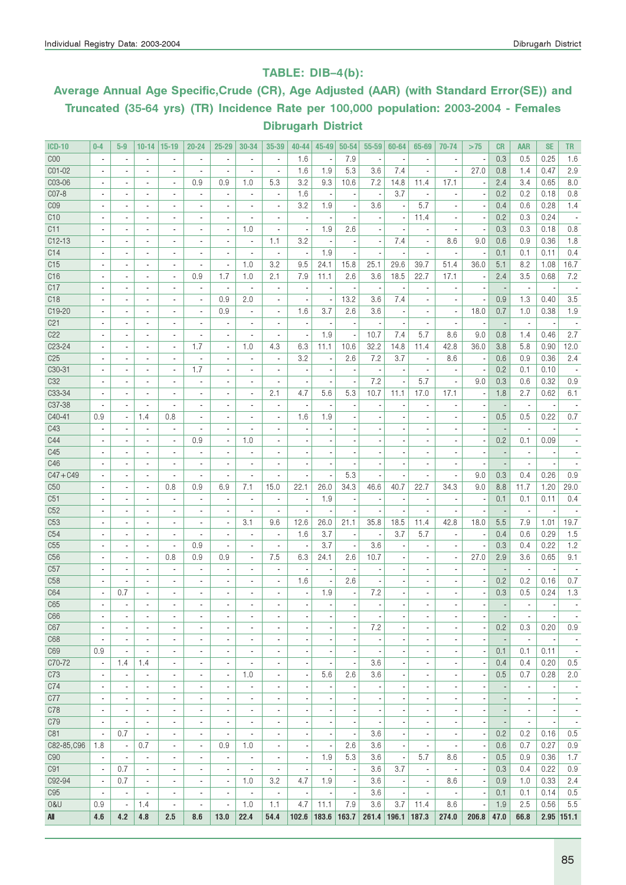## TABLE: DIB–4(b):

## Average Annual Age Specific,Crude (CR), Age Adjusted (AAR) (with Standard Error(SE)) and Truncated (35-64 yrs) (TR) Incidence Rate per 100,000 population: 2003-2004 - Females Dibrugarh District

| ICD-10 | 0-4 | 5-9 | 10-14 | 15-19 | 20-24 | 25-29 | 30-34 | 35-39 | 40-44 | 45-49 | 50-54 | 55-59 | 60-64 | 65-69 | 70-74 | >75 | CR | AAR | SE | TR |
|---|---|---|---|---|---|---|---|---|---|---|---|---|---|---|---|---|---|---|---|---|
| C00 | - | - | - | - | - | - | - | - | 1.6 | - | 7.9 | - | - | - | - | - | 0.3 | 0.5 | 0.25 | 1.6 |
| C01-02 | - | - | - | - | - | - | - | - | 1.6 | 1.9 | 5.3 | 3.6 | 7.4 | - | - | 27.0 | 0.8 | 1.4 | 0.47 | 2.9 |
| C03-06 | - | - | - | - | 0.9 | 0.9 | 1.0 | 5.3 | 3.2 | 9.3 | 10.6 | 7.2 | 14.8 | 11.4 | 17.1 | - | 2.4 | 3.4 | 0.65 | 8.0 |
| C07-8 | - | - | - | - | - | - | - | - | 1.6 | - | - | - | 3.7 | - | - | - | 0.2 | 0.2 | 0.18 | 0.8 |
| C09 | - | - | - | - | - | - | - | - | 3.2 | 1.9 | - | 3.6 | - | 5.7 | - | - | 0.4 | 0.6 | 0.28 | 1.4 |
| C10 | - | - | - | - | - | - | - | - | - | - | - | - | - | 11.4 | - | - | 0.2 | 0.3 | 0.24 | - |
| C11 | - | - | - | - | - | - | 1.0 | - | - | 1.9 | 2.6 | - | - | - | - | - | 0.3 | 0.3 | 0.18 | 0.8 |
| C12-13 | - | - | - | - | - | - | - | 1.1 | 3.2 | - | - | - | 7.4 | - | 8.6 | 9.0 | 0.6 | 0.9 | 0.36 | 1.8 |
| C14 | - | - | - | - | - | - | - | - | - | 1.9 | - | - | - | - | - | - | 0.1 | 0.1 | 0.11 | 0.4 |
| C15 | - | - | - | - | - | - | 1.0 | 3.2 | 9.5 | 24.1 | 15.8 | 25.1 | 29.6 | 39.7 | 51.4 | 36.0 | 5.1 | 8.2 | 1.08 | 16.7 |
| C16 | - | - | - | - | 0.9 | 1.7 | 1.0 | 2.1 | 7.9 | 11.1 | 2.6 | 3.6 | 18.5 | 22.7 | 17.1 | - | 2.4 | 3.5 | 0.68 | 7.2 |
| C17 | - | - | - | - | - | - | - | - | - | - | - | - | - | - | - | - | - | - | - | - |
| C18 | - | - | - | - | - | 0.9 | 2.0 | - | - | - | 13.2 | 3.6 | 7.4 | - | - | - | 0.9 | 1.3 | 0.40 | 3.5 |
| C19-20 | - | - | - | - | - | 0.9 | - | - | 1.6 | 3.7 | 2.6 | 3.6 | - | - | - | 18.0 | 0.7 | 1.0 | 0.38 | 1.9 |
| C21 | - | - | - | - | - | - | - | - | - | - | - | - | - | - | - | - | - | - | - | - |
| C22 | - | - | - | - | - | - | - | - | - | 1.9 | - | 10.7 | 7.4 | 5.7 | 8.6 | 9.0 | 0.8 | 1.4 | 0.46 | 2.7 |
| C23-24 | - | - | - | - | 1.7 | - | 1.0 | 4.3 | 6.3 | 11.1 | 10.6 | 32.2 | 14.8 | 11.4 | 42.8 | 36.0 | 3.8 | 5.8 | 0.90 | 12.0 |
| C25 | - | - | - | - | - | - | - | - | 3.2 | - | 2.6 | 7.2 | 3.7 | - | 8.6 | - | 0.6 | 0.9 | 0.36 | 2.4 |
| C30-31 | - | - | - | - | 1.7 | - | - | - | - | - | - | - | - | - | - | - | 0.2 | 0.1 | 0.10 | - |
| C32 | - | - | - | - | - | - | - | - | - | - | - | 7.2 | - | 5.7 | - | 9.0 | 0.3 | 0.6 | 0.32 | 0.9 |
| C33-34 | - | - | - | - | - | - | - | 2.1 | 4.7 | 5.6 | 5.3 | 10.7 | 11.1 | 17.0 | 17.1 | - | 1.8 | 2.7 | 0.62 | 6.1 |
| C37-38 | - | - | - | - | - | - | - | - | - | - | - | - | - | - | - | - | - | - | - | - |
| C40-41 | 0.9 | - | 1.4 | 0.8 | - | - | - | - | 1.6 | 1.9 | - | - | - | - | - | - | 0.5 | 0.5 | 0.22 | 0.7 |
| C43 | - | - | - | - | - | - | - | - | - | - | - | - | - | - | - | - | - | - | - | - |
| C44 | - | - | - | - | 0.9 | - | 1.0 | - | - | - | - | - | - | - | - | - | 0.2 | 0.1 | 0.09 | - |
| C45 | - | - | - | - | - | - | - | - | - | - | - | - | - | - | - | - | - | - | - | - |
| C46 | - | - | - | - | - | - | - | - | - | - | - | - | - | - | - | - | - | - | - | - |
| C47+C49 | - | - | - | - | - | - | - | - | - | - | 5.3 | - | - | - | - | 9.0 | 0.3 | 0.4 | 0.26 | 0.9 |
| C50 | - | - | - | 0.8 | 0.9 | 6.9 | 7.1 | 15.0 | 22.1 | 26.0 | 34.3 | 46.6 | 40.7 | 22.7 | 34.3 | 9.0 | 8.8 | 11.7 | 1.20 | 29.0 |
| C51 | - | - | - | - | - | - | - | - | - | 1.9 | - | - | - | - | - | - | 0.1 | 0.1 | 0.11 | 0.4 |
| C52 | - | - | - | - | - | - | - | - | - | - | - | - | - | - | - | - | - | - | - | - |
| C53 | - | - | - | - | - | - | 3.1 | 9.6 | 12.6 | 26.0 | 21.1 | 35.8 | 18.5 | 11.4 | 42.8 | 18.0 | 5.5 | 7.9 | 1.01 | 19.7 |
| C54 | - | - | - | - | - | - | - | - | 1.6 | 3.7 | - | - | 3.7 | 5.7 | - | - | 0.4 | 0.6 | 0.29 | 1.5 |
| C55 | - | - | - | - | 0.9 | - | - | - | - | 3.7 | - | 3.6 | - | - | - | - | 0.3 | 0.4 | 0.22 | 1.2 |
| C56 | - | - | - | 0.8 | 0.9 | 0.9 | - | 7.5 | 6.3 | 24.1 | 2.6 | 10.7 | - | - | - | 27.0 | 2.9 | 3.6 | 0.65 | 9.1 |
| C57 | - | - | - | - | - | - | - | - | - | - | - | - | - | - | - | - | - | - | - | - |
| C58 | - | - | - | - | - | - | - | - | 1.6 | - | 2.6 | - | - | - | - | - | 0.2 | 0.2 | 0.16 | 0.7 |
| C64 | - | 0.7 | - | - | - | - | - | - | - | 1.9 | - | 7.2 | - | - | - | - | 0.3 | 0.5 | 0.24 | 1.3 |
| C65 | - | - | - | - | - | - | - | - | - | - | - | - | - | - | - | - | - | - | - | - |
| C66 | - | - | - | - | - | - | - | - | - | - | - | - | - | - | - | - | - | - | - | - |
| C67 | - | - | - | - | - | - | - | - | - | - | - | 7.2 | - | - | - | - | 0.2 | 0.3 | 0.20 | 0.9 |
| C68 | - | - | - | - | - | - | - | - | - | - | - | - | - | - | - | - | - | - | - | - |
| C69 | 0.9 | - | - | - | - | - | - | - | - | - | - | - | - | - | - | - | 0.1 | 0.1 | 0.11 | - |
| C70-72 | - | 1.4 | 1.4 | - | - | - | - | - | - | - | - | 3.6 | - | - | - | - | 0.4 | 0.4 | 0.20 | 0.5 |
| C73 | - | - | - | - | - | - | 1.0 | - | - | 5.6 | 2.6 | 3.6 | - | - | - | - | 0.5 | 0.7 | 0.28 | 2.0 |
| C74 | - | - | - | - | - | - | - | - | - | - | - | - | - | - | - | - | - | - | - | - |
| C77 | - | - | - | - | - | - | - | - | - | - | - | - | - | - | - | - | - | - | - | - |
| C78 | - | - | - | - | - | - | - | - | - | - | - | - | - | - | - | - | - | - | - | - |
| C79 | - | - | - | - | - | - | - | - | - | - | - | - | - | - | - | - | - | - | - | - |
| C81 | - | 0.7 | - | - | - | - | - | - | - | - | - | 3.6 | - | - | - | - | 0.2 | 0.2 | 0.16 | 0.5 |
| C82-85,C96 | 1.8 | - | 0.7 | - | - | 0.9 | 1.0 | - | - | - | 2.6 | 3.6 | - | - | - | - | 0.6 | 0.7 | 0.27 | 0.9 |
| C90 | - | - | - | - | - | - | - | - | - | 1.9 | 5.3 | 3.6 | - | 5.7 | 8.6 | - | 0.5 | 0.9 | 0.36 | 1.7 |
| C91 | - | 0.7 | - | - | - | - | - | - | - | - | - | 3.6 | 3.7 | - | - | - | 0.3 | 0.4 | 0.22 | 0.9 |
| C92-94 | - | 0.7 | - | - | - | - | 1.0 | 3.2 | 4.7 | 1.9 | - | 3.6 | - | - | 8.6 | - | 0.9 | 1.0 | 0.33 | 2.4 |
| C95 | - | - | - | - | - | - | - | - | - | - | - | 3.6 | - | - | - | - | 0.1 | 0.1 | 0.14 | 0.5 |
| O&U | 0.9 | - | 1.4 | - | - | - | 1.0 | 1.1 | 4.7 | 11.1 | 7.9 | 3.6 | 3.7 | 11.4 | 8.6 | - | 1.9 | 2.5 | 0.56 | 5.5 |
| **All** | **4.6** | **4.2** | **4.8** | **2.5** | **8.6** | **13.0** | **22.4** | **54.4** | **102.6** | **183.6** | **163.7** | **261.4** | **196.1** | **187.3** | **274.0** | **206.8** | **47.0** | **66.8** | **2.95** | **151.1** |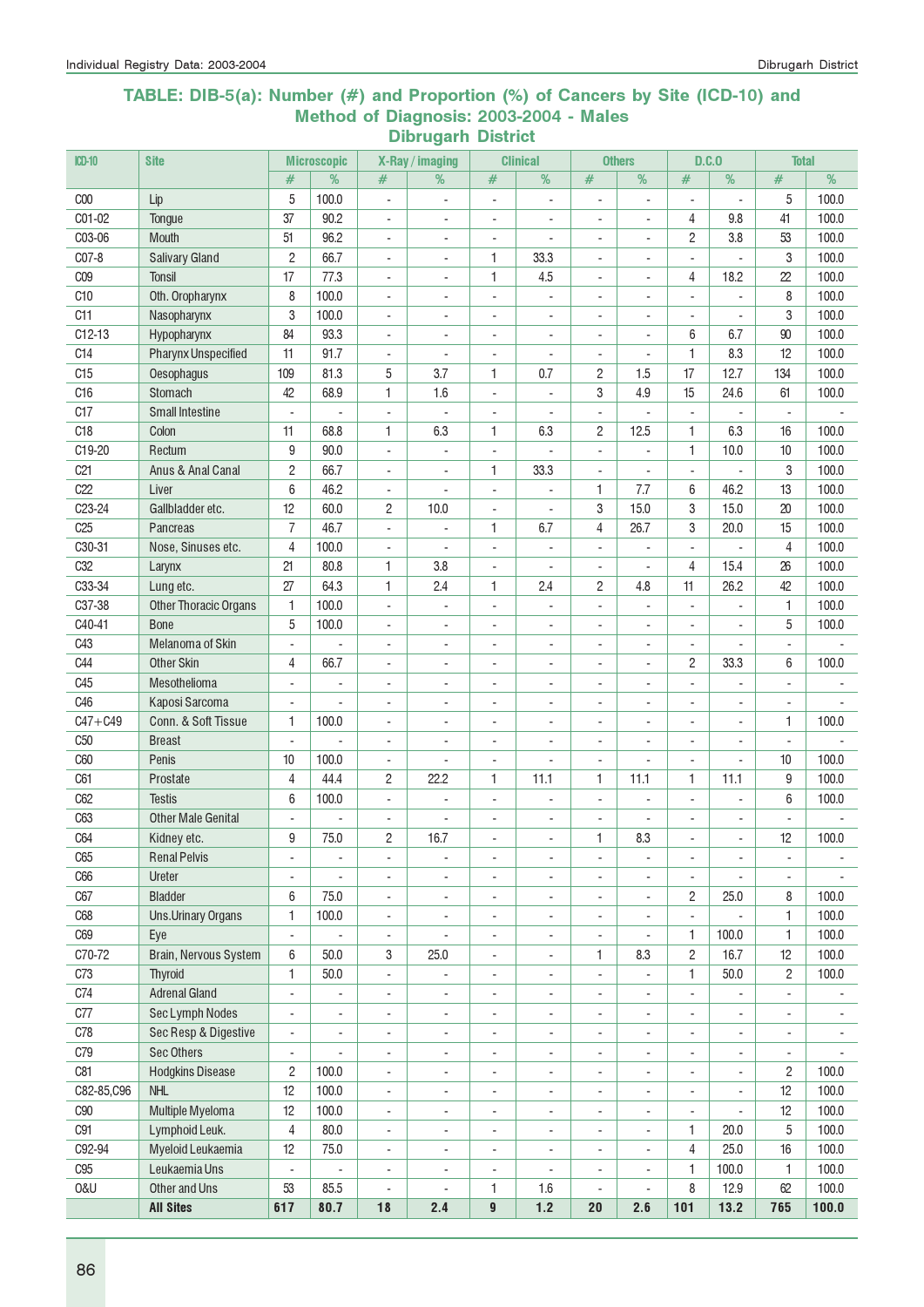## TABLE: DIB-5(a): Number (#) and Proportion (%) of Cancers by Site (ICD-10) and Method of Diagnosis: 2003-2004 - Males Dibrugarh District

| ICD-10 | Site | Microscopic | | X-Ray / imaging | | Clinical | | Others | | D.C.O | | Total | |
|---|---|---|---|---|---|---|---|---|---|---|---|---|---|
| | | # | % | # | % | # | % | # | % | # | % | # | % |
| C00 | Lip | 5 | 100.0 | - | - | - | - | - | - | - | - | 5 | 100.0 |
| C01-02 | Tongue | 37 | 90.2 | - | - | - | - | - | - | 4 | 9.8 | 41 | 100.0 |
| C03-06 | Mouth | 51 | 96.2 | - | - | - | - | - | - | 2 | 3.8 | 53 | 100.0 |
| C07-8 | Salivary Gland | 2 | 66.7 | - | - | 1 | 33.3 | - | - | - | - | 3 | 100.0 |
| C09 | Tonsil | 17 | 77.3 | - | - | 1 | 4.5 | - | - | 4 | 18.2 | 22 | 100.0 |
| C10 | Oth. Oropharynx | 8 | 100.0 | - | - | - | - | - | - | - | - | 8 | 100.0 |
| C11 | Nasopharynx | 3 | 100.0 | - | - | - | - | - | - | - | - | 3 | 100.0 |
| C12-13 | Hypopharynx | 84 | 93.3 | - | - | - | - | - | - | 6 | 6.7 | 90 | 100.0 |
| C14 | Pharynx Unspecified | 11 | 91.7 | - | - | - | - | - | - | 1 | 8.3 | 12 | 100.0 |
| C15 | Oesophagus | 109 | 81.3 | 5 | 3.7 | 1 | 0.7 | 2 | 1.5 | 17 | 12.7 | 134 | 100.0 |
| C16 | Stomach | 42 | 68.9 | 1 | 1.6 | - | - | 3 | 4.9 | 15 | 24.6 | 61 | 100.0 |
| C17 | Small Intestine | - | - | - | - | - | - | - | - | - | - | - | - |
| C18 | Colon | 11 | 68.8 | 1 | 6.3 | 1 | 6.3 | 2 | 12.5 | 1 | 6.3 | 16 | 100.0 |
| C19-20 | Rectum | 9 | 90.0 | - | - | - | - | - | - | 1 | 10.0 | 10 | 100.0 |
| C21 | Anus & Anal Canal | 2 | 66.7 | - | - | 1 | 33.3 | - | - | - | - | 3 | 100.0 |
| C22 | Liver | 6 | 46.2 | - | - | - | - | 1 | 7.7 | 6 | 46.2 | 13 | 100.0 |
| C23-24 | Gallbladder etc. | 12 | 60.0 | 2 | 10.0 | - | - | 3 | 15.0 | 3 | 15.0 | 20 | 100.0 |
| C25 | Pancreas | 7 | 46.7 | - | - | 1 | 6.7 | 4 | 26.7 | 3 | 20.0 | 15 | 100.0 |
| C30-31 | Nose, Sinuses etc. | 4 | 100.0 | - | - | - | - | - | - | - | - | 4 | 100.0 |
| C32 | Larynx | 21 | 80.8 | 1 | 3.8 | - | - | - | - | 4 | 15.4 | 26 | 100.0 |
| C33-34 | Lung etc. | 27 | 64.3 | 1 | 2.4 | 1 | 2.4 | 2 | 4.8 | 11 | 26.2 | 42 | 100.0 |
| C37-38 | Other Thoracic Organs | 1 | 100.0 | - | - | - | - | - | - | - | - | 1 | 100.0 |
| C40-41 | Bone | 5 | 100.0 | - | - | - | - | - | - | - | - | 5 | 100.0 |
| C43 | Melanoma of Skin | - | - | - | - | - | - | - | - | - | - | - | - |
| C44 | Other Skin | 4 | 66.7 | - | - | - | - | - | - | 2 | 33.3 | 6 | 100.0 |
| C45 | Mesothelioma | - | - | - | - | - | - | - | - | - | - | - | - |
| C46 | Kaposi Sarcoma | - | - | - | - | - | - | - | - | - | - | - | - |
| C47+C49 | Conn. & Soft Tissue | 1 | 100.0 | - | - | - | - | - | - | - | - | 1 | 100.0 |
| C50 | Breast | - | - | - | - | - | - | - | - | - | - | - | - |
| C60 | Penis | 10 | 100.0 | - | - | - | - | - | - | - | - | 10 | 100.0 |
| C61 | Prostate | 4 | 44.4 | 2 | 22.2 | 1 | 11.1 | 1 | 11.1 | 1 | 11.1 | 9 | 100.0 |
| C62 | Testis | 6 | 100.0 | - | - | - | - | - | - | - | - | 6 | 100.0 |
| C63 | Other Male Genital | - | - | - | - | - | - | - | - | - | - | - | - |
| C64 | Kidney etc. | 9 | 75.0 | 2 | 16.7 | - | - | 1 | 8.3 | - | - | 12 | 100.0 |
| C65 | Renal Pelvis | - | - | - | - | - | - | - | - | - | - | - | - |
| C66 | Ureter | - | - | - | - | - | - | - | - | - | - | - | - |
| C67 | Bladder | 6 | 75.0 | - | - | - | - | - | - | 2 | 25.0 | 8 | 100.0 |
| C68 | Uns.Urinary Organs | 1 | 100.0 | - | - | - | - | - | - | - | - | 1 | 100.0 |
| C69 | Eye | - | - | - | - | - | - | - | - | 1 | 100.0 | 1 | 100.0 |
| C70-72 | Brain, Nervous System | 6 | 50.0 | 3 | 25.0 | - | - | 1 | 8.3 | 2 | 16.7 | 12 | 100.0 |
| C73 | Thyroid | 1 | 50.0 | - | - | - | - | - | - | 1 | 50.0 | 2 | 100.0 |
| C74 | Adrenal Gland | - | - | - | - | - | - | - | - | - | - | - | - |
| C77 | Sec Lymph Nodes | - | - | - | - | - | - | - | - | - | - | - | - |
| C78 | Sec Resp & Digestive | - | - | - | - | - | - | - | - | - | - | - | - |
| C79 | Sec Others | - | - | - | - | - | - | - | - | - | - | - | - |
| C81 | Hodgkins Disease | 2 | 100.0 | - | - | - | - | - | - | - | - | 2 | 100.0 |
| C82-85,C96 | NHL | 12 | 100.0 | - | - | - | - | - | - | - | - | 12 | 100.0 |
| C90 | Multiple Myeloma | 12 | 100.0 | - | - | - | - | - | - | - | - | 12 | 100.0 |
| C91 | Lymphoid Leuk. | 4 | 80.0 | - | - | - | - | - | - | 1 | 20.0 | 5 | 100.0 |
| C92-94 | Myeloid Leukaemia | 12 | 75.0 | - | - | - | - | - | - | 4 | 25.0 | 16 | 100.0 |
| C95 | Leukaemia Uns | - | - | - | - | - | - | - | - | 1 | 100.0 | 1 | 100.0 |
| O&U | Other and Uns | 53 | 85.5 | - | - | 1 | 1.6 | - | - | 8 | 12.9 | 62 | 100.0 |
| | **All Sites** | **617** | **80.7** | **18** | **2.4** | **9** | **1.2** | **20** | **2.6** | **101** | **13.2** | **765** | **100.0** |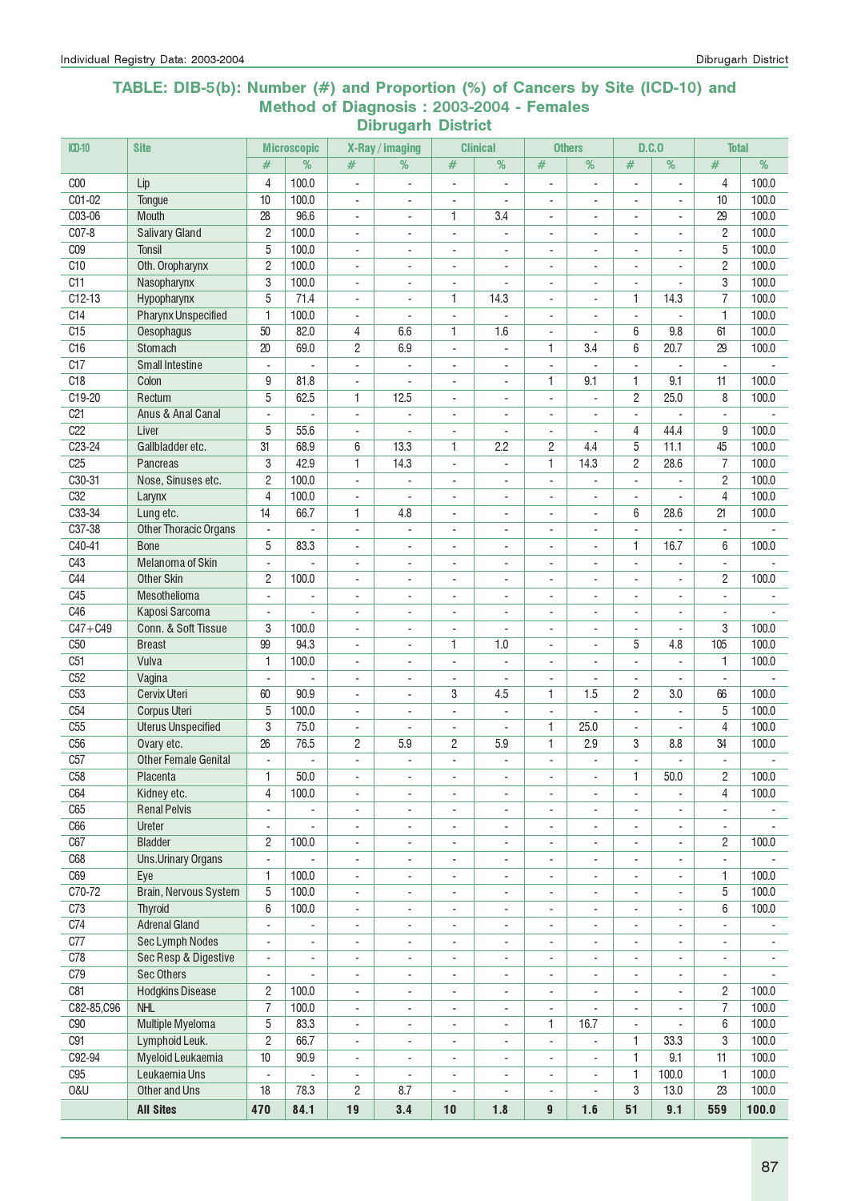## TABLE: DIB-5(b): Number (#) and Proportion (%) of Cancers by Site (ICD-10) and Method of Diagnosis : 2003-2004 - Females Dibrugarh District

| ICD-10 | Site | Microscopic | | X-Ray / imaging | | Clinical | | Others | | D.C.O | | Total | |
|---|---|---|---|---|---|---|---|---|---|---|---|---|---|
| | | # | % | # | % | # | % | # | % | # | % | # | % |
| C00 | Lip | 4 | 100.0 | - | - | - | - | - | - | - | - | 4 | 100.0 |
| C01-02 | Tongue | 10 | 100.0 | - | - | - | - | - | - | - | - | 10 | 100.0 |
| C03-06 | Mouth | 28 | 96.6 | - | - | 1 | 3.4 | - | - | - | - | 29 | 100.0 |
| C07-8 | Salivary Gland | 2 | 100.0 | - | - | - | - | - | - | - | - | 2 | 100.0 |
| C09 | Tonsil | 5 | 100.0 | - | - | - | - | - | - | - | - | 5 | 100.0 |
| C10 | Oth. Oropharynx | 2 | 100.0 | - | - | - | - | - | - | - | - | 2 | 100.0 |
| C11 | Nasopharynx | 3 | 100.0 | - | - | - | - | - | - | - | - | 3 | 100.0 |
| C12-13 | Hypopharynx | 5 | 71.4 | - | - | 1 | 14.3 | - | - | 1 | 14.3 | 7 | 100.0 |
| C14 | Pharynx Unspecified | 1 | 100.0 | - | - | - | - | - | - | - | - | 1 | 100.0 |
| C15 | Oesophagus | 50 | 82.0 | 4 | 6.6 | 1 | 1.6 | - | - | 6 | 9.8 | 61 | 100.0 |
| C16 | Stomach | 20 | 69.0 | 2 | 6.9 | - | - | 1 | 3.4 | 6 | 20.7 | 29 | 100.0 |
| C17 | Small Intestine | - | - | - | - | - | - | - | - | - | - | - | - |
| C18 | Colon | 9 | 81.8 | - | - | - | - | 1 | 9.1 | 1 | 9.1 | 11 | 100.0 |
| C19-20 | Rectum | 5 | 62.5 | 1 | 12.5 | - | - | - | - | 2 | 25.0 | 8 | 100.0 |
| C21 | Anus & Anal Canal | - | - | - | - | - | - | - | - | - | - | - | - |
| C22 | Liver | 5 | 55.6 | - | - | - | - | - | - | 4 | 44.4 | 9 | 100.0 |
| C23-24 | Gallbladder etc. | 31 | 68.9 | 6 | 13.3 | 1 | 2.2 | 2 | 4.4 | 5 | 11.1 | 45 | 100.0 |
| C25 | Pancreas | 3 | 42.9 | 1 | 14.3 | - | - | 1 | 14.3 | 2 | 28.6 | 7 | 100.0 |
| C30-31 | Nose, Sinuses etc. | 2 | 100.0 | - | - | - | - | - | - | - | - | 2 | 100.0 |
| C32 | Larynx | 4 | 100.0 | - | - | - | - | - | - | - | - | 4 | 100.0 |
| C33-34 | Lung etc. | 14 | 66.7 | 1 | 4.8 | - | - | - | - | 6 | 28.6 | 21 | 100.0 |
| C37-38 | Other Thoracic Organs | - | - | - | - | - | - | - | - | - | - | - | - |
| C40-41 | Bone | 5 | 83.3 | - | - | - | - | - | - | 1 | 16.7 | 6 | 100.0 |
| C43 | Melanoma of Skin | - | - | - | - | - | - | - | - | - | - | - | - |
| C44 | Other Skin | 2 | 100.0 | - | - | - | - | - | - | - | - | 2 | 100.0 |
| C45 | Mesothelioma | - | - | - | - | - | - | - | - | - | - | - | - |
| C46 | Kaposi Sarcoma | - | - | - | - | - | - | - | - | - | - | - | - |
| C47+C49 | Conn. & Soft Tissue | 3 | 100.0 | - | - | - | - | - | - | - | - | 3 | 100.0 |
| C50 | Breast | 99 | 94.3 | - | - | 1 | 1.0 | - | - | 5 | 4.8 | 105 | 100.0 |
| C51 | Vulva | 1 | 100.0 | - | - | - | - | - | - | - | - | 1 | 100.0 |
| C52 | Vagina | - | - | - | - | - | - | - | - | - | - | - | - |
| C53 | Cervix Uteri | 60 | 90.9 | - | - | 3 | 4.5 | 1 | 1.5 | 2 | 3.0 | 66 | 100.0 |
| C54 | Corpus Uteri | 5 | 100.0 | - | - | - | - | - | - | - | - | 5 | 100.0 |
| C55 | Uterus Unspecified | 3 | 75.0 | - | - | - | - | 1 | 25.0 | - | - | 4 | 100.0 |
| C56 | Ovary etc. | 26 | 76.5 | 2 | 5.9 | 2 | 5.9 | 1 | 2.9 | 3 | 8.8 | 34 | 100.0 |
| C57 | Other Female Genital | - | - | - | - | - | - | - | - | - | - | - | - |
| C58 | Placenta | 1 | 50.0 | - | - | - | - | - | - | 1 | 50.0 | 2 | 100.0 |
| C64 | Kidney etc. | 4 | 100.0 | - | - | - | - | - | - | - | - | 4 | 100.0 |
| C65 | Renal Pelvis | - | - | - | - | - | - | - | - | - | - | - | - |
| C66 | Ureter | - | - | - | - | - | - | - | - | - | - | - | - |
| C67 | Bladder | 2 | 100.0 | - | - | - | - | - | - | - | - | 2 | 100.0 |
| C68 | Uns.Urinary Organs | - | - | - | - | - | - | - | - | - | - | - | - |
| C69 | Eye | 1 | 100.0 | - | - | - | - | - | - | - | - | 1 | 100.0 |
| C70-72 | Brain, Nervous System | 5 | 100.0 | - | - | - | - | - | - | - | - | 5 | 100.0 |
| C73 | Thyroid | 6 | 100.0 | - | - | - | - | - | - | - | - | 6 | 100.0 |
| C74 | Adrenal Gland | - | - | - | - | - | - | - | - | - | - | - | - |
| C77 | Sec Lymph Nodes | - | - | - | - | - | - | - | - | - | - | - | - |
| C78 | Sec Resp & Digestive | - | - | - | - | - | - | - | - | - | - | - | - |
| C79 | Sec Others | - | - | - | - | - | - | - | - | - | - | - | - |
| C81 | Hodgkins Disease | 2 | 100.0 | - | - | - | - | - | - | - | - | 2 | 100.0 |
| C82-85,C96 | NHL | 7 | 100.0 | - | - | - | - | - | - | - | - | 7 | 100.0 |
| C90 | Multiple Myeloma | 5 | 83.3 | - | - | - | - | 1 | 16.7 | - | - | 6 | 100.0 |
| C91 | Lymphoid Leuk. | 2 | 66.7 | - | - | - | - | - | - | 1 | 33.3 | 3 | 100.0 |
| C92-94 | Myeloid Leukaemia | 10 | 90.9 | - | - | - | - | - | - | 1 | 9.1 | 11 | 100.0 |
| C95 | Leukaemia Uns | - | - | - | - | - | - | - | - | 1 | 100.0 | 1 | 100.0 |
| O&U | Other and Uns | 18 | 78.3 | 2 | 8.7 | - | - | - | - | 3 | 13.0 | 23 | 100.0 |
| | **All Sites** | **470** | **84.1** | **19** | **3.4** | **10** | **1.8** | **9** | **1.6** | **51** | **9.1** | **559** | **100.0** |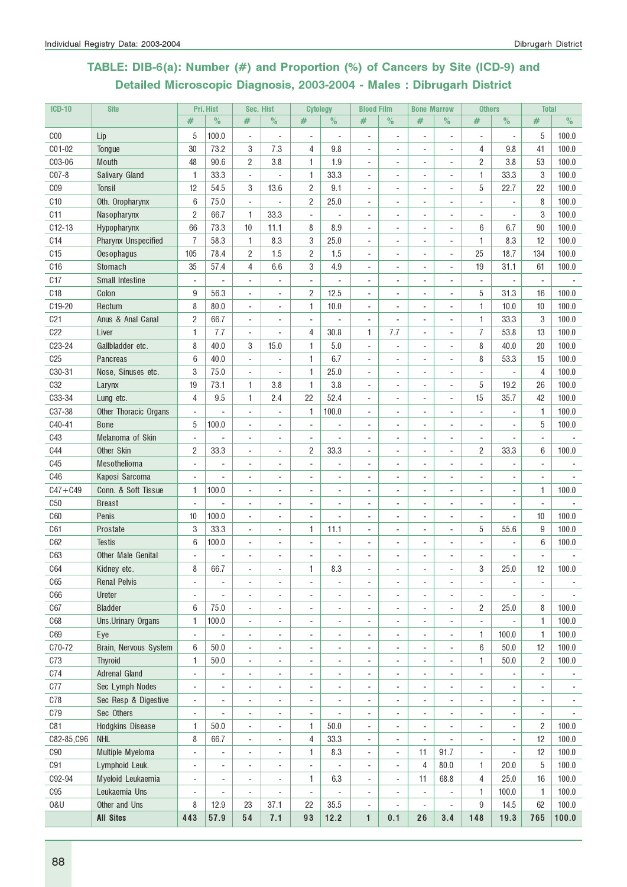## TABLE: DIB-6(a): Number (#) and Proportion (%) of Cancers by Site (ICD-9) and Detailed Microscopic Diagnosis, 2003-2004 - Males : Dibrugarh District

| ICD-10 | Site | Pri. Hist | | Sec. Hist | | Cytology | | Blood Film | | Bone Marrow | | Others | | Total | |
|---|---|---|---|---|---|---|---|---|---|---|---|---|---|---|---|
| | | # | % | # | % | # | % | # | % | # | % | # | % | # | % |
| C00 | Lip | 5 | 100.0 | - | - | - | - | - | - | - | - | - | - | 5 | 100.0 |
| C01-02 | Tongue | 30 | 73.2 | 3 | 7.3 | 4 | 9.8 | - | - | - | - | 4 | 9.8 | 41 | 100.0 |
| C03-06 | Mouth | 48 | 90.6 | 2 | 3.8 | 1 | 1.9 | - | - | - | - | 2 | 3.8 | 53 | 100.0 |
| C07-8 | Salivary Gland | 1 | 33.3 | - | - | 1 | 33.3 | - | - | - | - | 1 | 33.3 | 3 | 100.0 |
| C09 | Tonsil | 12 | 54.5 | 3 | 13.6 | 2 | 9.1 | - | - | - | - | 5 | 22.7 | 22 | 100.0 |
| C10 | Oth. Oropharynx | 6 | 75.0 | - | - | 2 | 25.0 | - | - | - | - | - | - | 8 | 100.0 |
| C11 | Nasopharynx | 2 | 66.7 | 1 | 33.3 | - | - | - | - | - | - | - | - | 3 | 100.0 |
| C12-13 | Hypopharynx | 66 | 73.3 | 10 | 11.1 | 8 | 8.9 | - | - | - | - | 6 | 6.7 | 90 | 100.0 |
| C14 | Pharynx Unspecified | 7 | 58.3 | 1 | 8.3 | 3 | 25.0 | - | - | - | - | 1 | 8.3 | 12 | 100.0 |
| C15 | Oesophagus | 105 | 78.4 | 2 | 1.5 | 2 | 1.5 | - | - | - | - | 25 | 18.7 | 134 | 100.0 |
| C16 | Stomach | 35 | 57.4 | 4 | 6.6 | 3 | 4.9 | - | - | - | - | 19 | 31.1 | 61 | 100.0 |
| C17 | Small Intestine | - | - | - | - | - | - | - | - | - | - | - | - | - | - |
| C18 | Colon | 9 | 56.3 | - | - | 2 | 12.5 | - | - | - | - | 5 | 31.3 | 16 | 100.0 |
| C19-20 | Rectum | 8 | 80.0 | - | - | 1 | 10.0 | - | - | - | - | 1 | 10.0 | 10 | 100.0 |
| C21 | Anus & Anal Canal | 2 | 66.7 | - | - | - | - | - | - | - | - | 1 | 33.3 | 3 | 100.0 |
| C22 | Liver | 1 | 7.7 | - | - | 4 | 30.8 | 1 | 7.7 | - | - | 7 | 53.8 | 13 | 100.0 |
| C23-24 | Gallbladder etc. | 8 | 40.0 | 3 | 15.0 | 1 | 5.0 | - | - | - | - | 8 | 40.0 | 20 | 100.0 |
| C25 | Pancreas | 6 | 40.0 | - | - | 1 | 6.7 | - | - | - | - | 8 | 53.3 | 15 | 100.0 |
| C30-31 | Nose, Sinuses etc. | 3 | 75.0 | - | - | 1 | 25.0 | - | - | - | - | - | - | 4 | 100.0 |
| C32 | Larynx | 19 | 73.1 | 1 | 3.8 | 1 | 3.8 | - | - | - | - | 5 | 19.2 | 26 | 100.0 |
| C33-34 | Lung etc. | 4 | 9.5 | 1 | 2.4 | 22 | 52.4 | - | - | - | - | 15 | 35.7 | 42 | 100.0 |
| C37-38 | Other Thoracic Organs | - | - | - | - | 1 | 100.0 | - | - | - | - | - | - | 1 | 100.0 |
| C40-41 | Bone | 5 | 100.0 | - | - | - | - | - | - | - | - | - | - | 5 | 100.0 |
| C43 | Melanoma of Skin | - | - | - | - | - | - | - | - | - | - | - | - | - | - |
| C44 | Other Skin | 2 | 33.3 | - | - | 2 | 33.3 | - | - | - | - | 2 | 33.3 | 6 | 100.0 |
| C45 | Mesothelioma | - | - | - | - | - | - | - | - | - | - | - | - | - | - |
| C46 | Kaposi Sarcoma | - | - | - | - | - | - | - | - | - | - | - | - | - | - |
| C47+C49 | Conn. & Soft Tissue | 1 | 100.0 | - | - | - | - | - | - | - | - | - | - | 1 | 100.0 |
| C50 | Breast | - | - | - | - | - | - | - | - | - | - | - | - | - | - |
| C60 | Penis | 10 | 100.0 | - | - | - | - | - | - | - | - | - | - | 10 | 100.0 |
| C61 | Prostate | 3 | 33.3 | - | - | 1 | 11.1 | - | - | - | - | 5 | 55.6 | 9 | 100.0 |
| C62 | Testis | 6 | 100.0 | - | - | - | - | - | - | - | - | - | - | 6 | 100.0 |
| C63 | Other Male Genital | - | - | - | - | - | - | - | - | - | - | - | - | - | - |
| C64 | Kidney etc. | 8 | 66.7 | - | - | 1 | 8.3 | - | - | - | - | 3 | 25.0 | 12 | 100.0 |
| C65 | Renal Pelvis | - | - | - | - | - | - | - | - | - | - | - | - | - | - |
| C66 | Ureter | - | - | - | - | - | - | - | - | - | - | - | - | - | - |
| C67 | Bladder | 6 | 75.0 | - | - | - | - | - | - | - | - | 2 | 25.0 | 8 | 100.0 |
| C68 | Uns.Urinary Organs | 1 | 100.0 | - | - | - | - | - | - | - | - | - | - | 1 | 100.0 |
| C69 | Eye | - | - | - | - | - | - | - | - | - | - | 1 | 100.0 | 1 | 100.0 |
| C70-72 | Brain, Nervous System | 6 | 50.0 | - | - | - | - | - | - | - | - | 6 | 50.0 | 12 | 100.0 |
| C73 | Thyroid | 1 | 50.0 | - | - | - | - | - | - | - | - | 1 | 50.0 | 2 | 100.0 |
| C74 | Adrenal Gland | - | - | - | - | - | - | - | - | - | - | - | - | - | - |
| C77 | Sec Lymph Nodes | - | - | - | - | - | - | - | - | - | - | - | - | - | - |
| C78 | Sec Resp & Digestive | - | - | - | - | - | - | - | - | - | - | - | - | - | - |
| C79 | Sec Others | - | - | - | - | - | - | - | - | - | - | - | - | - | - |
| C81 | Hodgkins Disease | 1 | 50.0 | - | - | 1 | 50.0 | - | - | - | - | - | - | 2 | 100.0 |
| C82-85,C96 | NHL | 8 | 66.7 | - | - | 4 | 33.3 | - | - | - | - | - | - | 12 | 100.0 |
| C90 | Multiple Myeloma | - | - | - | - | 1 | 8.3 | - | - | 11 | 91.7 | - | - | 12 | 100.0 |
| C91 | Lymphoid Leuk. | - | - | - | - | - | - | - | - | 4 | 80.0 | 1 | 20.0 | 5 | 100.0 |
| C92-94 | Myeloid Leukaemia | - | - | - | - | 1 | 6.3 | - | - | 11 | 68.8 | 4 | 25.0 | 16 | 100.0 |
| C95 | Leukaemia Uns | - | - | - | - | - | - | - | - | - | - | 1 | 100.0 | 1 | 100.0 |
| O&U | Other and Uns | 8 | 12.9 | 23 | 37.1 | 22 | 35.5 | - | - | - | - | 9 | 14.5 | 62 | 100.0 |
| | **All Sites** | **443** | **57.9** | **54** | **7.1** | **93** | **12.2** | **1** | **0.1** | **26** | **3.4** | **148** | **19.3** | **765** | **100.0** |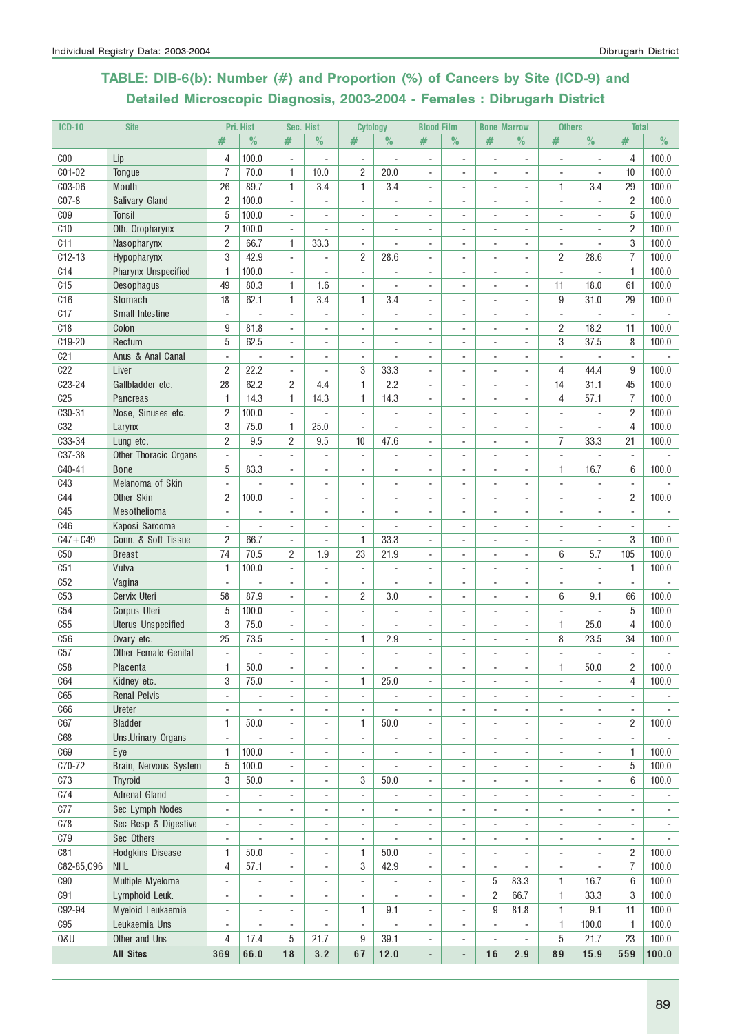## TABLE: DIB-6(b): Number (#) and Proportion (%) of Cancers by Site (ICD-9) and Detailed Microscopic Diagnosis, 2003-2004 - Females : Dibrugarh District

| ICD-10 | Site | Pri. Hist | | Sec. Hist | | Cytology | | Blood Film | | Bone Marrow | | Others | | Total | |
|---|---|---|---|---|---|---|---|---|---|---|---|---|---|---|---|
| | | # | % | # | % | # | % | # | % | # | % | # | % | # | % |
| C00 | Lip | 4 | 100.0 | - | - | - | - | - | - | - | - | - | - | 4 | 100.0 |
| C01-02 | Tongue | 7 | 70.0 | 1 | 10.0 | 2 | 20.0 | - | - | - | - | - | - | 10 | 100.0 |
| C03-06 | Mouth | 26 | 89.7 | 1 | 3.4 | 1 | 3.4 | - | - | - | - | 1 | 3.4 | 29 | 100.0 |
| C07-8 | Salivary Gland | 2 | 100.0 | - | - | - | - | - | - | - | - | - | - | 2 | 100.0 |
| C09 | Tonsil | 5 | 100.0 | - | - | - | - | - | - | - | - | - | - | 5 | 100.0 |
| C10 | Oth. Oropharynx | 2 | 100.0 | - | - | - | - | - | - | - | - | - | - | 2 | 100.0 |
| C11 | Nasopharynx | 2 | 66.7 | 1 | 33.3 | - | - | - | - | - | - | - | - | 3 | 100.0 |
| C12-13 | Hypopharynx | 3 | 42.9 | - | - | 2 | 28.6 | - | - | - | - | 2 | 28.6 | 7 | 100.0 |
| C14 | Pharynx Unspecified | 1 | 100.0 | - | - | - | - | - | - | - | - | - | - | 1 | 100.0 |
| C15 | Oesophagus | 49 | 80.3 | 1 | 1.6 | - | - | - | - | - | - | 11 | 18.0 | 61 | 100.0 |
| C16 | Stomach | 18 | 62.1 | 1 | 3.4 | 1 | 3.4 | - | - | - | - | 9 | 31.0 | 29 | 100.0 |
| C17 | Small Intestine | - | - | - | - | - | - | - | - | - | - | - | - | - | - |
| C18 | Colon | 9 | 81.8 | - | - | - | - | - | - | - | - | 2 | 18.2 | 11 | 100.0 |
| C19-20 | Rectum | 5 | 62.5 | - | - | - | - | - | - | - | - | 3 | 37.5 | 8 | 100.0 |
| C21 | Anus & Anal Canal | - | - | - | - | - | - | - | - | - | - | - | - | - | - |
| C22 | Liver | 2 | 22.2 | - | - | 3 | 33.3 | - | - | - | - | 4 | 44.4 | 9 | 100.0 |
| C23-24 | Gallbladder etc. | 28 | 62.2 | 2 | 4.4 | 1 | 2.2 | - | - | - | - | 14 | 31.1 | 45 | 100.0 |
| C25 | Pancreas | 1 | 14.3 | 1 | 14.3 | 1 | 14.3 | - | - | - | - | 4 | 57.1 | 7 | 100.0 |
| C30-31 | Nose, Sinuses etc. | 2 | 100.0 | - | - | - | - | - | - | - | - | - | - | 2 | 100.0 |
| C32 | Larynx | 3 | 75.0 | 1 | 25.0 | - | - | - | - | - | - | - | - | 4 | 100.0 |
| C33-34 | Lung etc. | 2 | 9.5 | 2 | 9.5 | 10 | 47.6 | - | - | - | - | 7 | 33.3 | 21 | 100.0 |
| C37-38 | Other Thoracic Organs | - | - | - | - | - | - | - | - | - | - | - | - | - | - |
| C40-41 | Bone | 5 | 83.3 | - | - | - | - | - | - | - | - | 1 | 16.7 | 6 | 100.0 |
| C43 | Melanoma of Skin | - | - | - | - | - | - | - | - | - | - | - | - | - | - |
| C44 | Other Skin | 2 | 100.0 | - | - | - | - | - | - | - | - | - | - | 2 | 100.0 |
| C45 | Mesothelioma | - | - | - | - | - | - | - | - | - | - | - | - | - | - |
| C46 | Kaposi Sarcoma | - | - | - | - | - | - | - | - | - | - | - | - | - | - |
| C47+C49 | Conn. & Soft Tissue | 2 | 66.7 | - | - | 1 | 33.3 | - | - | - | - | - | - | 3 | 100.0 |
| C50 | Breast | 74 | 70.5 | 2 | 1.9 | 23 | 21.9 | - | - | - | - | 6 | 5.7 | 105 | 100.0 |
| C51 | Vulva | 1 | 100.0 | - | - | - | - | - | - | - | - | - | - | 1 | 100.0 |
| C52 | Vagina | - | - | - | - | - | - | - | - | - | - | - | - | - | - |
| C53 | Cervix Uteri | 58 | 87.9 | - | - | 2 | 3.0 | - | - | - | - | 6 | 9.1 | 66 | 100.0 |
| C54 | Corpus Uteri | 5 | 100.0 | - | - | - | - | - | - | - | - | - | - | 5 | 100.0 |
| C55 | Uterus Unspecified | 3 | 75.0 | - | - | - | - | - | - | - | - | 1 | 25.0 | 4 | 100.0 |
| C56 | Ovary etc. | 25 | 73.5 | - | - | 1 | 2.9 | - | - | - | - | 8 | 23.5 | 34 | 100.0 |
| C57 | Other Female Genital | - | - | - | - | - | - | - | - | - | - | - | - | - | - |
| C58 | Placenta | 1 | 50.0 | - | - | - | - | - | - | - | - | 1 | 50.0 | 2 | 100.0 |
| C64 | Kidney etc. | 3 | 75.0 | - | - | 1 | 25.0 | - | - | - | - | - | - | 4 | 100.0 |
| C65 | Renal Pelvis | - | - | - | - | - | - | - | - | - | - | - | - | - | - |
| C66 | Ureter | - | - | - | - | - | - | - | - | - | - | - | - | - | - |
| C67 | Bladder | 1 | 50.0 | - | - | 1 | 50.0 | - | - | - | - | - | - | 2 | 100.0 |
| C68 | Uns.Urinary Organs | - | - | - | - | - | - | - | - | - | - | - | - | - | - |
| C69 | Eye | 1 | 100.0 | - | - | - | - | - | - | - | - | - | - | 1 | 100.0 |
| C70-72 | Brain, Nervous System | 5 | 100.0 | - | - | - | - | - | - | - | - | - | - | 5 | 100.0 |
| C73 | Thyroid | 3 | 50.0 | - | - | 3 | 50.0 | - | - | - | - | - | - | 6 | 100.0 |
| C74 | Adrenal Gland | - | - | - | - | - | - | - | - | - | - | - | - | - | - |
| C77 | Sec Lymph Nodes | - | - | - | - | - | - | - | - | - | - | - | - | - | - |
| C78 | Sec Resp & Digestive | - | - | - | - | - | - | - | - | - | - | - | - | - | - |
| C79 | Sec Others | - | - | - | - | - | - | - | - | - | - | - | - | - | - |
| C81 | Hodgkins Disease | 1 | 50.0 | - | - | 1 | 50.0 | - | - | - | - | - | - | 2 | 100.0 |
| C82-85,C96 | NHL | 4 | 57.1 | - | - | 3 | 42.9 | - | - | - | - | - | - | 7 | 100.0 |
| C90 | Multiple Myeloma | - | - | - | - | - | - | - | - | 5 | 83.3 | 1 | 16.7 | 6 | 100.0 |
| C91 | Lymphoid Leuk. | - | - | - | - | - | - | - | - | 2 | 66.7 | 1 | 33.3 | 3 | 100.0 |
| C92-94 | Myeloid Leukaemia | - | - | - | - | 1 | 9.1 | - | - | 9 | 81.8 | 1 | 9.1 | 11 | 100.0 |
| C95 | Leukaemia Uns | - | - | - | - | - | - | - | - | - | - | 1 | 100.0 | 1 | 100.0 |
| O&U | Other and Uns | 4 | 17.4 | 5 | 21.7 | 9 | 39.1 | - | - | - | - | 5 | 21.7 | 23 | 100.0 |
| | **All Sites** | **369** | **66.0** | **18** | **3.2** | **67** | **12.0** | **-** | **-** | **16** | **2.9** | **89** | **15.9** | **559** | **100.0** |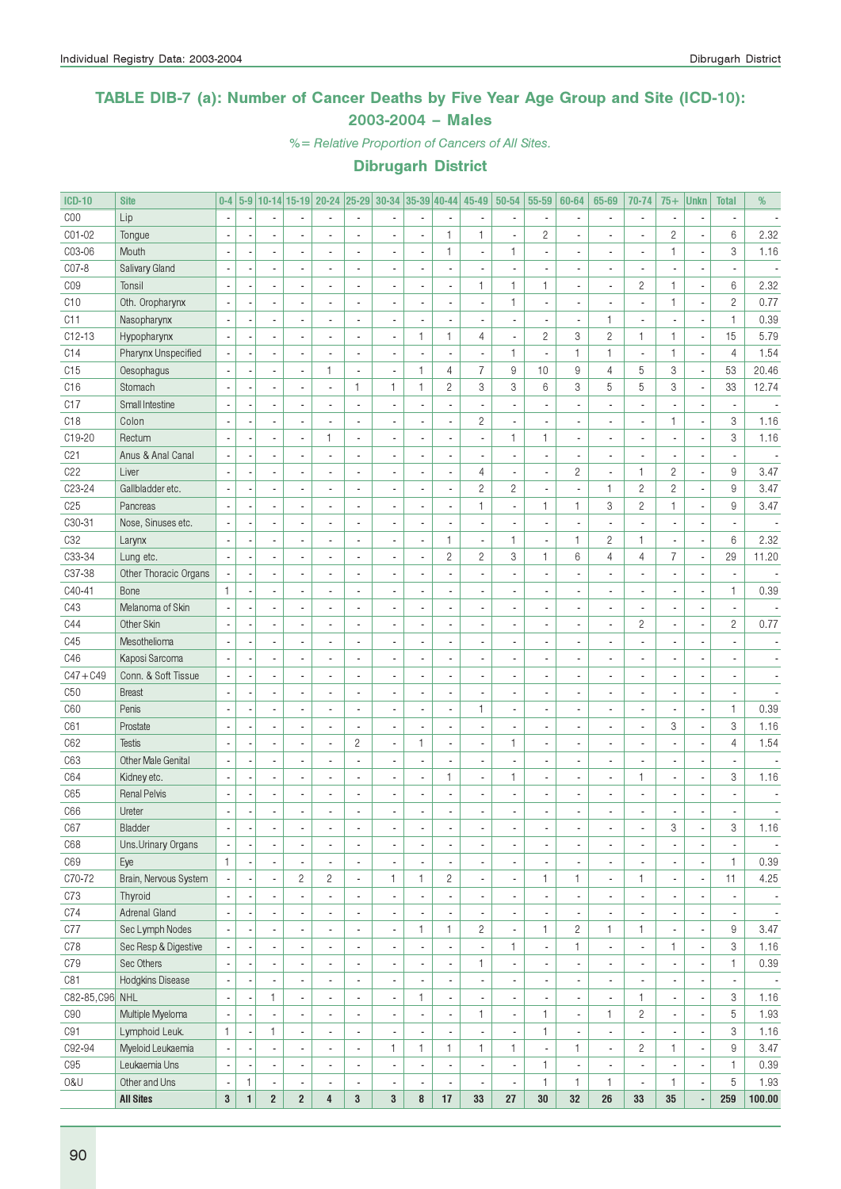## TABLE DIB-7 (a): Number of Cancer Deaths by Five Year Age Group and Site (ICD-10): 2003-2004 – Males

*%= Relative Proportion of Cancers of All Sites.*

### Dibrugarh District

| ICD-10 | Site | 0-4 | 5-9 | 10-14 | 15-19 | 20-24 | 25-29 | 30-34 | 35-39 | 40-44 | 45-49 | 50-54 | 55-59 | 60-64 | 65-69 | 70-74 | 75+ | Unkn | Total | % |
|---|---|---|---|---|---|---|---|---|---|---|---|---|---|---|---|---|---|---|---|---|
| C00 | Lip | - | - | - | - | - | - | - | - | - | - | - | - | - | - | - | - | - | - | - |
| C01-02 | Tongue | - | - | - | - | - | - | - | - | 1 | 1 | - | 2 | - | - | - | 2 | - | 6 | 2.32 |
| C03-06 | Mouth | - | - | - | - | - | - | - | - | 1 | - | 1 | - | - | - | - | 1 | - | 3 | 1.16 |
| C07-8 | Salivary Gland | - | - | - | - | - | - | - | - | - | - | - | - | - | - | - | - | - | - | - |
| C09 | Tonsil | - | - | - | - | - | - | - | - | - | 1 | 1 | 1 | - | - | 2 | 1 | - | 6 | 2.32 |
| C10 | Oth. Oropharynx | - | - | - | - | - | - | - | - | - | - | 1 | - | - | - | - | 1 | - | 2 | 0.77 |
| C11 | Nasopharynx | - | - | - | - | - | - | - | - | - | - | - | - | - | 1 | - | - | - | 1 | 0.39 |
| C12-13 | Hypopharynx | - | - | - | - | - | - | - | 1 | 1 | 4 | - | 2 | 3 | 2 | 1 | 1 | - | 15 | 5.79 |
| C14 | Pharynx Unspecified | - | - | - | - | - | - | - | - | - | - | 1 | - | 1 | 1 | - | 1 | - | 4 | 1.54 |
| C15 | Oesophagus | - | - | - | - | 1 | - | - | 1 | 4 | 7 | 9 | 10 | 9 | 4 | 5 | 3 | - | 53 | 20.46 |
| C16 | Stomach | - | - | - | - | - | 1 | 1 | 1 | 2 | 3 | 3 | 6 | 3 | 5 | 5 | 3 | - | 33 | 12.74 |
| C17 | Small Intestine | - | - | - | - | - | - | - | - | - | - | - | - | - | - | - | - | - | - | - |
| C18 | Colon | - | - | - | - | - | - | - | - | - | 2 | - | - | - | - | - | 1 | - | 3 | 1.16 |
| C19-20 | Rectum | - | - | - | - | 1 | - | - | - | - | - | 1 | 1 | - | - | - | - | - | 3 | 1.16 |
| C21 | Anus & Anal Canal | - | - | - | - | - | - | - | - | - | - | - | - | - | - | - | - | - | - | - |
| C22 | Liver | - | - | - | - | - | - | - | - | - | 4 | - | - | 2 | - | 1 | 2 | - | 9 | 3.47 |
| C23-24 | Gallbladder etc. | - | - | - | - | - | - | - | - | - | 2 | 2 | - | - | 1 | 2 | 2 | - | 9 | 3.47 |
| C25 | Pancreas | - | - | - | - | - | - | - | - | - | 1 | - | 1 | 1 | 3 | 2 | 1 | - | 9 | 3.47 |
| C30-31 | Nose, Sinuses etc. | - | - | - | - | - | - | - | - | - | - | - | - | - | - | - | - | - | - | - |
| C32 | Larynx | - | - | - | - | - | - | - | - | 1 | - | 1 | - | 1 | 2 | 1 | - | - | 6 | 2.32 |
| C33-34 | Lung etc. | - | - | - | - | - | - | - | - | 2 | 2 | 3 | 1 | 6 | 4 | 4 | 7 | - | 29 | 11.20 |
| C37-38 | Other Thoracic Organs | - | - | - | - | - | - | - | - | - | - | - | - | - | - | - | - | - | - | - |
| C40-41 | Bone | 1 | - | - | - | - | - | - | - | - | - | - | - | - | - | - | - | - | 1 | 0.39 |
| C43 | Melanoma of Skin | - | - | - | - | - | - | - | - | - | - | - | - | - | - | - | - | - | - | - |
| C44 | Other Skin | - | - | - | - | - | - | - | - | - | - | - | - | - | - | 2 | - | - | 2 | 0.77 |
| C45 | Mesothelioma | - | - | - | - | - | - | - | - | - | - | - | - | - | - | - | - | - | - | - |
| C46 | Kaposi Sarcoma | - | - | - | - | - | - | - | - | - | - | - | - | - | - | - | - | - | - | - |
| C47+C49 | Conn. & Soft Tissue | - | - | - | - | - | - | - | - | - | - | - | - | - | - | - | - | - | - | - |
| C50 | Breast | - | - | - | - | - | - | - | - | - | - | - | - | - | - | - | - | - | - | - |
| C60 | Penis | - | - | - | - | - | - | - | - | - | 1 | - | - | - | - | - | - | - | 1 | 0.39 |
| C61 | Prostate | - | - | - | - | - | - | - | - | - | - | - | - | - | - | - | 3 | - | 3 | 1.16 |
| C62 | Testis | - | - | - | - | - | 2 | - | 1 | - | - | 1 | - | - | - | - | - | - | 4 | 1.54 |
| C63 | Other Male Genital | - | - | - | - | - | - | - | - | - | - | - | - | - | - | - | - | - | - | - |
| C64 | Kidney etc. | - | - | - | - | - | - | - | - | 1 | - | 1 | - | - | - | 1 | - | - | 3 | 1.16 |
| C65 | Renal Pelvis | - | - | - | - | - | - | - | - | - | - | - | - | - | - | - | - | - | - | - |
| C66 | Ureter | - | - | - | - | - | - | - | - | - | - | - | - | - | - | - | - | - | - | - |
| C67 | Bladder | - | - | - | - | - | - | - | - | - | - | - | - | - | - | - | 3 | - | 3 | 1.16 |
| C68 | Uns.Urinary Organs | - | - | - | - | - | - | - | - | - | - | - | - | - | - | - | - | - | - | - |
| C69 | Eye | 1 | - | - | - | - | - | - | - | - | - | - | - | - | - | - | - | - | 1 | 0.39 |
| C70-72 | Brain, Nervous System | - | - | - | 2 | 2 | - | 1 | 1 | 2 | - | - | 1 | 1 | - | 1 | - | - | 11 | 4.25 |
| C73 | Thyroid | - | - | - | - | - | - | - | - | - | - | - | - | - | - | - | - | - | - | - |
| C74 | Adrenal Gland | - | - | - | - | - | - | - | - | - | - | - | - | - | - | - | - | - | - | - |
| C77 | Sec Lymph Nodes | - | - | - | - | - | - | - | 1 | 1 | 2 | - | 1 | 2 | 1 | 1 | - | - | 9 | 3.47 |
| C78 | Sec Resp & Digestive | - | - | - | - | - | - | - | - | - | - | 1 | - | 1 | - | - | 1 | - | 3 | 1.16 |
| C79 | Sec Others | - | - | - | - | - | - | - | - | - | 1 | - | - | - | - | - | - | - | 1 | 0.39 |
| C81 | Hodgkins Disease | - | - | - | - | - | - | - | - | - | - | - | - | - | - | - | - | - | - | - |
| C82-85,C96 | NHL | - | - | 1 | - | - | - | - | 1 | - | - | - | - | - | - | 1 | - | - | 3 | 1.16 |
| C90 | Multiple Myeloma | - | - | - | - | - | - | - | - | - | 1 | - | 1 | - | 1 | 2 | - | - | 5 | 1.93 |
| C91 | Lymphoid Leuk. | 1 | - | 1 | - | - | - | - | - | - | - | - | 1 | - | - | - | - | - | 3 | 1.16 |
| C92-94 | Myeloid Leukaemia | - | - | - | - | - | - | 1 | 1 | 1 | 1 | 1 | - | 1 | - | 2 | 1 | - | 9 | 3.47 |
| C95 | Leukaemia Uns | - | - | - | - | - | - | - | - | - | - | - | 1 | - | - | - | - | - | 1 | 0.39 |
| O&U | Other and Uns | - | 1 | - | - | - | - | - | - | - | - | - | 1 | 1 | 1 | - | 1 | - | 5 | 1.93 |
| | **All Sites** | **3** | **1** | **2** | **2** | **4** | **3** | **3** | **8** | **17** | **33** | **27** | **30** | **32** | **26** | **33** | **35** | **-** | **259** | **100.00** |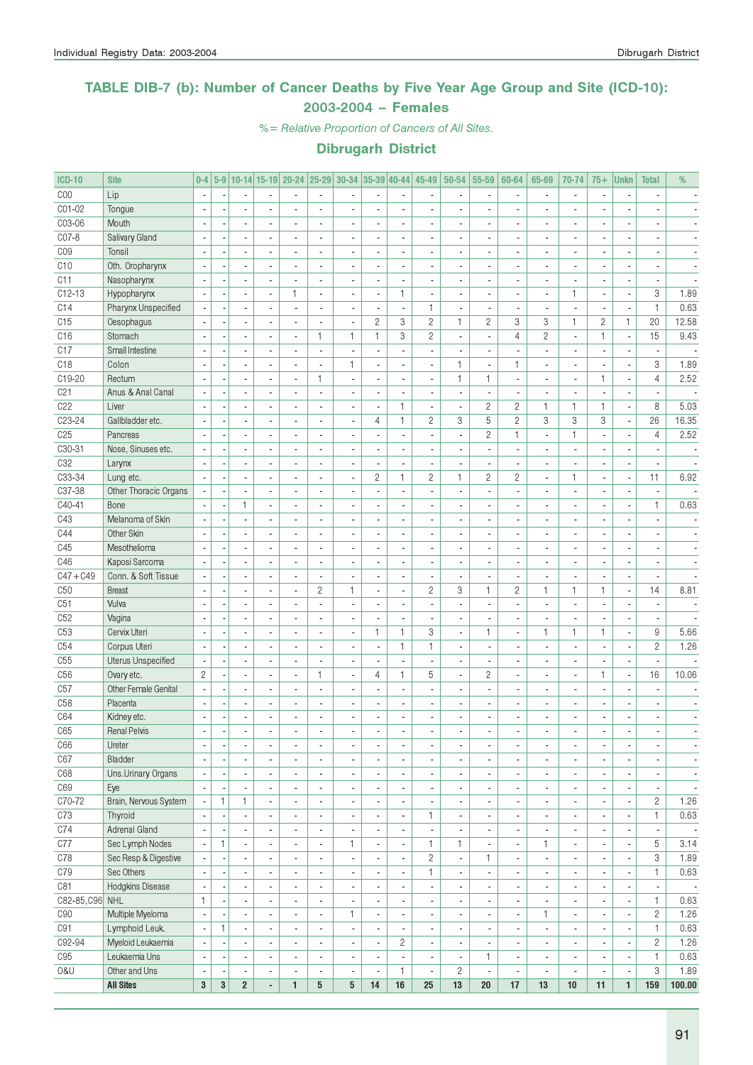## TABLE DIB-7 (b): Number of Cancer Deaths by Five Year Age Group and Site (ICD-10): 2003-2004 – Females

*%= Relative Proportion of Cancers of All Sites.*

### Dibrugarh District

| ICD-10 | Site | 0-4 | 5-9 | 10-14 | 15-19 | 20-24 | 25-29 | 30-34 | 35-39 | 40-44 | 45-49 | 50-54 | 55-59 | 60-64 | 65-69 | 70-74 | 75+ | Unkn | Total | % |
|---|---|---|---|---|---|---|---|---|---|---|---|---|---|---|---|---|---|---|---|---|
| C00 | Lip | - | - | - | - | - | - | - | - | - | - | - | - | - | - | - | - | - | - | - |
| C01-02 | Tongue | - | - | - | - | - | - | - | - | - | - | - | - | - | - | - | - | - | - | - |
| C03-06 | Mouth | - | - | - | - | - | - | - | - | - | - | - | - | - | - | - | - | - | - | - |
| C07-8 | Salivary Gland | - | - | - | - | - | - | - | - | - | - | - | - | - | - | - | - | - | - | - |
| C09 | Tonsil | - | - | - | - | - | - | - | - | - | - | - | - | - | - | - | - | - | - | - |
| C10 | Oth. Oropharynx | - | - | - | - | - | - | - | - | - | - | - | - | - | - | - | - | - | - | - |
| C11 | Nasopharynx | - | - | - | - | - | - | - | - | - | - | - | - | - | - | - | - | - | - | - |
| C12-13 | Hypopharynx | - | - | - | - | 1 | - | - | - | 1 | - | - | - | - | - | 1 | - | - | 3 | 1.89 |
| C14 | Pharynx Unspecified | - | - | - | - | - | - | - | - | - | 1 | - | - | - | - | - | - | - | 1 | 0.63 |
| C15 | Oesophagus | - | - | - | - | - | - | - | 2 | 3 | 2 | 1 | 2 | 3 | 3 | 1 | 2 | 1 | 20 | 12.58 |
| C16 | Stomach | - | - | - | - | - | 1 | 1 | 1 | 3 | 2 | - | - | 4 | 2 | - | 1 | - | 15 | 9.43 |
| C17 | Small Intestine | - | - | - | - | - | - | - | - | - | - | - | - | - | - | - | - | - | - | - |
| C18 | Colon | - | - | - | - | - | - | 1 | - | - | - | 1 | - | 1 | - | - | - | - | 3 | 1.89 |
| C19-20 | Rectum | - | - | - | - | - | 1 | - | - | - | - | 1 | 1 | - | - | - | 1 | - | 4 | 2.52 |
| C21 | Anus & Anal Canal | - | - | - | - | - | - | - | - | - | - | - | - | - | - | - | - | - | - | - |
| C22 | Liver | - | - | - | - | - | - | - | - | 1 | - | - | 2 | 2 | 1 | 1 | 1 | - | 8 | 5.03 |
| C23-24 | Gallbladder etc. | - | - | - | - | - | - | - | 4 | 1 | 2 | 3 | 5 | 2 | 3 | 3 | 3 | - | 26 | 16.35 |
| C25 | Pancreas | - | - | - | - | - | - | - | - | - | - | - | 2 | 1 | - | 1 | - | - | 4 | 2.52 |
| C30-31 | Nose, Sinuses etc. | - | - | - | - | - | - | - | - | - | - | - | - | - | - | - | - | - | - | - |
| C32 | Larynx | - | - | - | - | - | - | - | - | - | - | - | - | - | - | - | - | - | - | - |
| C33-34 | Lung etc. | - | - | - | - | - | - | - | 2 | 1 | 2 | 1 | 2 | 2 | - | 1 | - | - | 11 | 6.92 |
| C37-38 | Other Thoracic Organs | - | - | - | - | - | - | - | - | - | - | - | - | - | - | - | - | - | - | - |
| C40-41 | Bone | - | - | 1 | - | - | - | - | - | - | - | - | - | - | - | - | - | - | 1 | 0.63 |
| C43 | Melanoma of Skin | - | - | - | - | - | - | - | - | - | - | - | - | - | - | - | - | - | - | - |
| C44 | Other Skin | - | - | - | - | - | - | - | - | - | - | - | - | - | - | - | - | - | - | - |
| C45 | Mesothelioma | - | - | - | - | - | - | - | - | - | - | - | - | - | - | - | - | - | - | - |
| C46 | Kaposi Sarcoma | - | - | - | - | - | - | - | - | - | - | - | - | - | - | - | - | - | - | - |
| C47+C49 | Conn. & Soft Tissue | - | - | - | - | - | - | - | - | - | - | - | - | - | - | - | - | - | - | - |
| C50 | Breast | - | - | - | - | - | 2 | 1 | - | - | 2 | 3 | 1 | 2 | 1 | 1 | 1 | - | 14 | 8.81 |
| C51 | Vulva | - | - | - | - | - | - | - | - | - | - | - | - | - | - | - | - | - | - | - |
| C52 | Vagina | - | - | - | - | - | - | - | - | - | - | - | - | - | - | - | - | - | - | - |
| C53 | Cervix Uteri | - | - | - | - | - | - | - | 1 | 1 | 3 | - | 1 | - | 1 | 1 | 1 | - | 9 | 5.66 |
| C54 | Corpus Uteri | - | - | - | - | - | - | - | - | 1 | 1 | - | - | - | - | - | - | - | 2 | 1.26 |
| C55 | Uterus Unspecified | - | - | - | - | - | - | - | - | - | - | - | - | - | - | - | - | - | - | - |
| C56 | Ovary etc. | 2 | - | - | - | - | 1 | - | 4 | 1 | 5 | - | 2 | - | - | - | 1 | - | 16 | 10.06 |
| C57 | Other Female Genital | - | - | - | - | - | - | - | - | - | - | - | - | - | - | - | - | - | - | - |
| C58 | Placenta | - | - | - | - | - | - | - | - | - | - | - | - | - | - | - | - | - | - | - |
| C64 | Kidney etc. | - | - | - | - | - | - | - | - | - | - | - | - | - | - | - | - | - | - | - |
| C65 | Renal Pelvis | - | - | - | - | - | - | - | - | - | - | - | - | - | - | - | - | - | - | - |
| C66 | Ureter | - | - | - | - | - | - | - | - | - | - | - | - | - | - | - | - | - | - | - |
| C67 | Bladder | - | - | - | - | - | - | - | - | - | - | - | - | - | - | - | - | - | - | - |
| C68 | Uns.Urinary Organs | - | - | - | - | - | - | - | - | - | - | - | - | - | - | - | - | - | - | - |
| C69 | Eye | - | - | - | - | - | - | - | - | - | - | - | - | - | - | - | - | - | - | - |
| C70-72 | Brain, Nervous System | - | 1 | 1 | - | - | - | - | - | - | - | - | - | - | - | - | - | - | 2 | 1.26 |
| C73 | Thyroid | - | - | - | - | - | - | - | - | - | 1 | - | - | - | - | - | - | - | 1 | 0.63 |
| C74 | Adrenal Gland | - | - | - | - | - | - | - | - | - | - | - | - | - | - | - | - | - | - | - |
| C77 | Sec Lymph Nodes | - | 1 | - | - | - | - | 1 | - | - | 1 | 1 | - | - | 1 | - | - | - | 5 | 3.14 |
| C78 | Sec Resp & Digestive | - | - | - | - | - | - | - | - | - | 2 | - | 1 | - | - | - | - | - | 3 | 1.89 |
| C79 | Sec Others | - | - | - | - | - | - | - | - | - | 1 | - | - | - | - | - | - | - | 1 | 0.63 |
| C81 | Hodgkins Disease | - | - | - | - | - | - | - | - | - | - | - | - | - | - | - | - | - | - | - |
| C82-85,C96 | NHL | 1 | - | - | - | - | - | - | - | - | - | - | - | - | - | - | - | - | 1 | 0.63 |
| C90 | Multiple Myeloma | - | - | - | - | - | - | 1 | - | - | - | - | - | - | 1 | - | - | - | 2 | 1.26 |
| C91 | Lymphoid Leuk. | - | 1 | - | - | - | - | - | - | - | - | - | - | - | - | - | - | - | 1 | 0.63 |
| C92-94 | Myeloid Leukaemia | - | - | - | - | - | - | - | - | 2 | - | - | - | - | - | - | - | - | 2 | 1.26 |
| C95 | Leukaemia Uns | - | - | - | - | - | - | - | - | - | - | - | 1 | - | - | - | - | - | 1 | 0.63 |
| O&U | Other and Uns | - | - | - | - | - | - | - | - | 1 | - | 2 | - | - | - | - | - | - | 3 | 1.89 |
| | **All Sites** | **3** | **3** | **2** | **-** | **1** | **5** | **5** | **14** | **16** | **25** | **13** | **20** | **17** | **13** | **10** | **11** | **1** | **159** | **100.00** |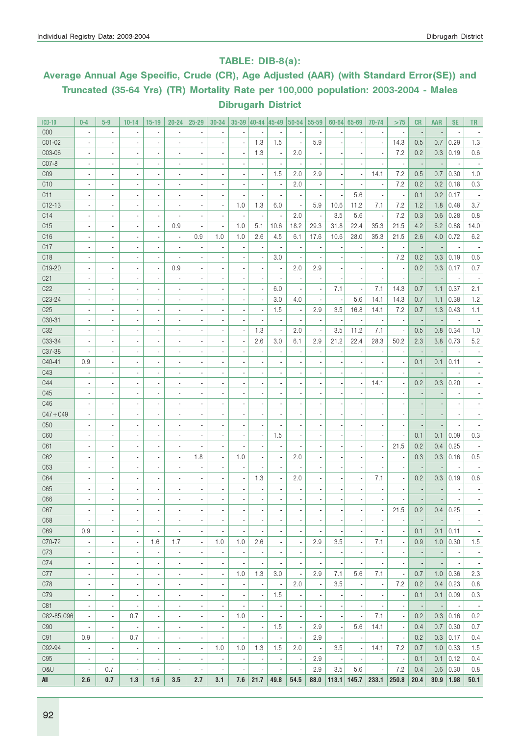## TABLE: DIB-8(a):

## Average Annual Age Specific, Crude (CR), Age Adjusted (AAR) (with Standard Error(SE)) and Truncated (35-64 Yrs) (TR) Mortality Rate per 100,000 population: 2003-2004 - Males

## Dibrugarh District

| ICD-10 | 0-4 | 5-9 | 10-14 | 15-19 | 20-24 | 25-29 | 30-34 | 35-39 | 40-44 | 45-49 | 50-54 | 55-59 | 60-64 | 65-69 | 70-74 | >75 | CR | AAR | SE | TR |
|---|---|---|---|---|---|---|---|---|---|---|---|---|---|---|---|---|---|---|---|---|
| C00 | - | - | - | - | - | - | - | - | - | - | - | - | - | - | - | - | - | - | - | - |
| C01-02 | - | - | - | - | - | - | - | - | 1.3 | 1.5 | - | 5.9 | - | - | - | 14.3 | 0.5 | 0.7 | 0.29 | 1.3 |
| C03-06 | - | - | - | - | - | - | - | - | 1.3 | - | 2.0 | - | - | - | - | 7.2 | 0.2 | 0.3 | 0.19 | 0.6 |
| C07-8 | - | - | - | - | - | - | - | - | - | - | - | - | - | - | - | - | - | - | - | - |
| C09 | - | - | - | - | - | - | - | - | - | 1.5 | 2.0 | 2.9 | - | - | 14.1 | 7.2 | 0.5 | 0.7 | 0.30 | 1.0 |
| C10 | - | - | - | - | - | - | - | - | - | - | 2.0 | - | - | - | - | 7.2 | 0.2 | 0.2 | 0.18 | 0.3 |
| C11 | - | - | - | - | - | - | - | - | - | - | - | - | - | 5.6 | - | - | 0.1 | 0.2 | 0.17 | - |
| C12-13 | - | - | - | - | - | - | - | 1.0 | 1.3 | 6.0 | - | 5.9 | 10.6 | 11.2 | 7.1 | 7.2 | 1.2 | 1.8 | 0.48 | 3.7 |
| C14 | - | - | - | - | - | - | - | - | - | - | 2.0 | - | 3.5 | 5.6 | - | 7.2 | 0.3 | 0.6 | 0.28 | 0.8 |
| C15 | - | - | - | - | 0.9 | - | - | 1.0 | 5.1 | 10.6 | 18.2 | 29.3 | 31.8 | 22.4 | 35.3 | 21.5 | 4.2 | 6.2 | 0.88 | 14.0 |
| C16 | - | - | - | - | - | 0.9 | 1.0 | 1.0 | 2.6 | 4.5 | 6.1 | 17.6 | 10.6 | 28.0 | 35.3 | 21.5 | 2.6 | 4.0 | 0.72 | 6.2 |
| C17 | - | - | - | - | - | - | - | - | - | - | - | - | - | - | - | - | - | - | - | - |
| C18 | - | - | - | - | - | - | - | - | - | 3.0 | - | - | - | - | - | 7.2 | 0.2 | 0.3 | 0.19 | 0.6 |
| C19-20 | - | - | - | - | 0.9 | - | - | - | - | - | 2.0 | 2.9 | - | - | - | - | 0.2 | 0.3 | 0.17 | 0.7 |
| C21 | - | - | - | - | - | - | - | - | - | - | - | - | - | - | - | - | - | - | - | - |
| C22 | - | - | - | - | - | - | - | - | - | 6.0 | - | - | 7.1 | - | 7.1 | 14.3 | 0.7 | 1.1 | 0.37 | 2.1 |
| C23-24 | - | - | - | - | - | - | - | - | - | 3.0 | 4.0 | - | - | 5.6 | 14.1 | 14.3 | 0.7 | 1.1 | 0.38 | 1.2 |
| C25 | - | - | - | - | - | - | - | - | - | 1.5 | - | 2.9 | 3.5 | 16.8 | 14.1 | 7.2 | 0.7 | 1.3 | 0.43 | 1.1 |
| C30-31 | - | - | - | - | - | - | - | - | - | - | - | - | - | - | - | - | - | - | - | - |
| C32 | - | - | - | - | - | - | - | - | 1.3 | - | 2.0 | - | 3.5 | 11.2 | 7.1 | - | 0.5 | 0.8 | 0.34 | 1.0 |
| C33-34 | - | - | - | - | - | - | - | - | 2.6 | 3.0 | 6.1 | 2.9 | 21.2 | 22.4 | 28.3 | 50.2 | 2.3 | 3.8 | 0.73 | 5.2 |
| C37-38 | - | - | - | - | - | - | - | - | - | - | - | - | - | - | - | - | - | - | - | - |
| C40-41 | 0.9 | - | - | - | - | - | - | - | - | - | - | - | - | - | - | - | 0.1 | 0.1 | 0.11 | - |
| C43 | - | - | - | - | - | - | - | - | - | - | - | - | - | - | - | - | - | - | - | - |
| C44 | - | - | - | - | - | - | - | - | - | - | - | - | - | - | 14.1 | - | 0.2 | 0.3 | 0.20 | - |
| C45 | - | - | - | - | - | - | - | - | - | - | - | - | - | - | - | - | - | - | - | - |
| C46 | - | - | - | - | - | - | - | - | - | - | - | - | - | - | - | - | - | - | - | - |
| C47+C49 | - | - | - | - | - | - | - | - | - | - | - | - | - | - | - | - | - | - | - | - |
| C50 | - | - | - | - | - | - | - | - | - | - | - | - | - | - | - | - | - | - | - | - |
| C60 | - | - | - | - | - | - | - | - | - | 1.5 | - | - | - | - | - | - | 0.1 | 0.1 | 0.09 | 0.3 |
| C61 | - | - | - | - | - | - | - | - | - | - | - | - | - | - | - | 21.5 | 0.2 | 0.4 | 0.25 | - |
| C62 | - | - | - | - | - | 1.8 | - | 1.0 | - | - | 2.0 | - | - | - | - | - | 0.3 | 0.3 | 0.16 | 0.5 |
| C63 | - | - | - | - | - | - | - | - | - | - | - | - | - | - | - | - | - | - | - | - |
| C64 | - | - | - | - | - | - | - | - | 1.3 | - | 2.0 | - | - | - | 7.1 | - | 0.2 | 0.3 | 0.19 | 0.6 |
| C65 | - | - | - | - | - | - | - | - | - | - | - | - | - | - | - | - | - | - | - | - |
| C66 | - | - | - | - | - | - | - | - | - | - | - | - | - | - | - | - | - | - | - | - |
| C67 | - | - | - | - | - | - | - | - | - | - | - | - | - | - | - | 21.5 | 0.2 | 0.4 | 0.25 | - |
| C68 | - | - | - | - | - | - | - | - | - | - | - | - | - | - | - | - | - | - | - | - |
| C69 | 0.9 | - | - | - | - | - | - | - | - | - | - | - | - | - | - | - | 0.1 | 0.1 | 0.11 | - |
| C70-72 | - | - | - | 1.6 | 1.7 | - | 1.0 | 1.0 | 2.6 | - | - | 2.9 | 3.5 | - | 7.1 | - | 0.9 | 1.0 | 0.30 | 1.5 |
| C73 | - | - | - | - | - | - | - | - | - | - | - | - | - | - | - | - | - | - | - | - |
| C74 | - | - | - | - | - | - | - | - | - | - | - | - | - | - | - | - | - | - | - | - |
| C77 | - | - | - | - | - | - | - | 1.0 | 1.3 | 3.0 | - | 2.9 | 7.1 | 5.6 | 7.1 | - | 0.7 | 1.0 | 0.36 | 2.3 |
| C78 | - | - | - | - | - | - | - | - | - | - | 2.0 | - | 3.5 | - | - | 7.2 | 0.2 | 0.4 | 0.23 | 0.8 |
| C79 | - | - | - | - | - | - | - | - | - | 1.5 | - | - | - | - | - | - | 0.1 | 0.1 | 0.09 | 0.3 |
| C81 | - | - | - | - | - | - | - | - | - | - | - | - | - | - | - | - | - | - | - | - |
| C82-85,C96 | - | - | 0.7 | - | - | - | - | 1.0 | - | - | - | - | - | - | 7.1 | - | 0.2 | 0.3 | 0.16 | 0.2 |
| C90 | - | - | - | - | - | - | - | - | - | 1.5 | - | 2.9 | - | 5.6 | 14.1 | - | 0.4 | 0.7 | 0.30 | 0.7 |
| C91 | 0.9 | - | 0.7 | - | - | - | - | - | - | - | - | 2.9 | - | - | - | - | 0.2 | 0.3 | 0.17 | 0.4 |
| C92-94 | - | - | - | - | - | - | 1.0 | 1.0 | 1.3 | 1.5 | 2.0 | - | 3.5 | - | 14.1 | 7.2 | 0.7 | 1.0 | 0.33 | 1.5 |
| C95 | - | - | - | - | - | - | - | - | - | - | - | 2.9 | - | - | - | - | 0.1 | 0.1 | 0.12 | 0.4 |
| O&U | - | 0.7 | - | - | - | - | - | - | - | - | - | 2.9 | 3.5 | 5.6 | - | 7.2 | 0.4 | 0.6 | 0.30 | 0.8 |
| **All** | **2.6** | **0.7** | **1.3** | **1.6** | **3.5** | **2.7** | **3.1** | **7.6** | **21.7** | **49.8** | **54.5** | **88.0** | **113.1** | **145.7** | **233.1** | **250.8** | **20.4** | **30.9** | **1.98** | **50.1** |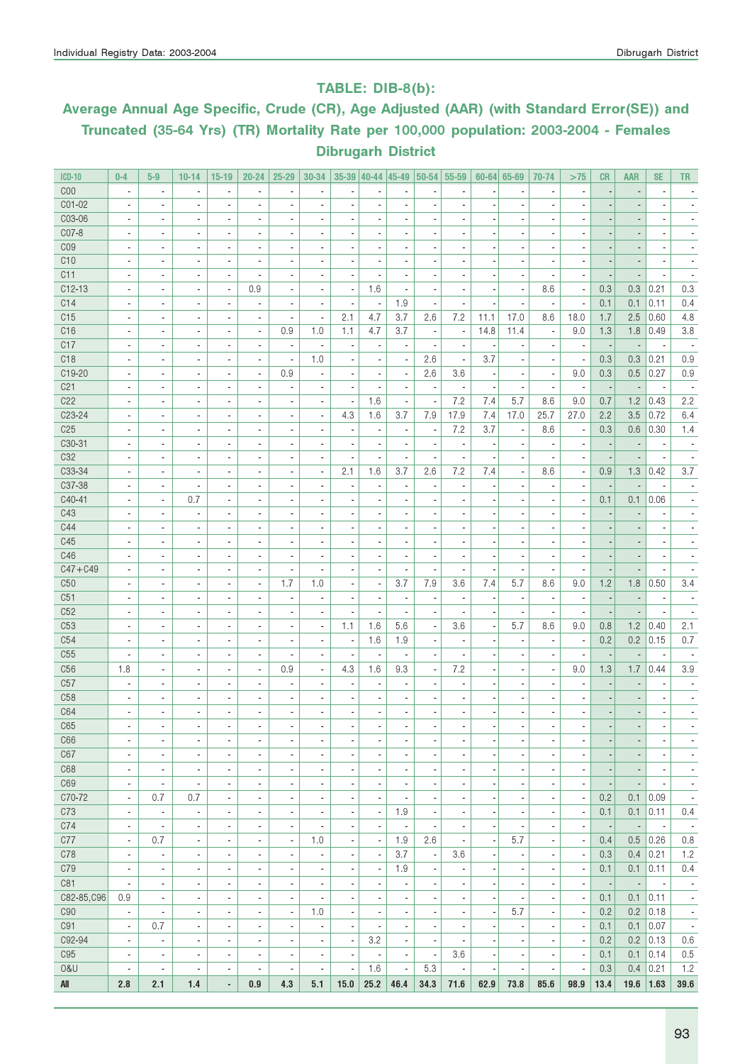## TABLE: DIB-8(b):

## Average Annual Age Specific, Crude (CR), Age Adjusted (AAR) (with Standard Error(SE)) and Truncated (35-64 Yrs) (TR) Mortality Rate per 100,000 population: 2003-2004 - Females

## Dibrugarh District

| ICD-10 | 0-4 | 5-9 | 10-14 | 15-19 | 20-24 | 25-29 | 30-34 | 35-39 | 40-44 | 45-49 | 50-54 | 55-59 | 60-64 | 65-69 | 70-74 | >75 | CR | AAR | SE | TR |
|---|---|---|---|---|---|---|---|---|---|---|---|---|---|---|---|---|---|---|---|---|
| C00 | - | - | - | - | - | - | - | - | - | - | - | - | - | - | - | - | - | - | - | - |
| C01-02 | - | - | - | - | - | - | - | - | - | - | - | - | - | - | - | - | - | - | - | - |
| C03-06 | - | - | - | - | - | - | - | - | - | - | - | - | - | - | - | - | - | - | - | - |
| C07-8 | - | - | - | - | - | - | - | - | - | - | - | - | - | - | - | - | - | - | - | - |
| C09 | - | - | - | - | - | - | - | - | - | - | - | - | - | - | - | - | - | - | - | - |
| C10 | - | - | - | - | - | - | - | - | - | - | - | - | - | - | - | - | - | - | - | - |
| C11 | - | - | - | - | - | - | - | - | - | - | - | - | - | - | - | - | - | - | - | - |
| C12-13 | - | - | - | - | 0.9 | - | - | - | 1.6 | - | - | - | - | - | 8.6 | - | 0.3 | 0.3 | 0.21 | 0.3 |
| C14 | - | - | - | - | - | - | - | - | - | 1.9 | - | - | - | - | - | - | 0.1 | 0.1 | 0.11 | 0.4 |
| C15 | - | - | - | - | - | - | - | 2.1 | 4.7 | 3.7 | 2.6 | 7.2 | 11.1 | 17.0 | 8.6 | 18.0 | 1.7 | 2.5 | 0.60 | 4.8 |
| C16 | - | - | - | - | - | 0.9 | 1.0 | 1.1 | 4.7 | 3.7 | - | - | 14.8 | 11.4 | - | 9.0 | 1.3 | 1.8 | 0.49 | 3.8 |
| C17 | - | - | - | - | - | - | - | - | - | - | - | - | - | - | - | - | - | - | - | - |
| C18 | - | - | - | - | - | - | 1.0 | - | - | - | 2.6 | - | 3.7 | - | - | - | 0.3 | 0.3 | 0.21 | 0.9 |
| C19-20 | - | - | - | - | - | 0.9 | - | - | - | - | 2.6 | 3.6 | - | - | - | 9.0 | 0.3 | 0.5 | 0.27 | 0.9 |
| C21 | - | - | - | - | - | - | - | - | - | - | - | - | - | - | - | - | - | - | - | - |
| C22 | - | - | - | - | - | - | - | - | 1.6 | - | - | 7.2 | 7.4 | 5.7 | 8.6 | 9.0 | 0.7 | 1.2 | 0.43 | 2.2 |
| C23-24 | - | - | - | - | - | - | - | 4.3 | 1.6 | 3.7 | 7.9 | 17.9 | 7.4 | 17.0 | 25.7 | 27.0 | 2.2 | 3.5 | 0.72 | 6.4 |
| C25 | - | - | - | - | - | - | - | - | - | - | - | 7.2 | 3.7 | - | 8.6 | - | 0.3 | 0.6 | 0.30 | 1.4 |
| C30-31 | - | - | - | - | - | - | - | - | - | - | - | - | - | - | - | - | - | - | - | - |
| C32 | - | - | - | - | - | - | - | - | - | - | - | - | - | - | - | - | - | - | - | - |
| C33-34 | - | - | - | - | - | - | - | 2.1 | 1.6 | 3.7 | 2.6 | 7.2 | 7.4 | - | 8.6 | - | 0.9 | 1.3 | 0.42 | 3.7 |
| C37-38 | - | - | - | - | - | - | - | - | - | - | - | - | - | - | - | - | - | - | - | - |
| C40-41 | - | - | 0.7 | - | - | - | - | - | - | - | - | - | - | - | - | - | 0.1 | 0.1 | 0.06 | - |
| C43 | - | - | - | - | - | - | - | - | - | - | - | - | - | - | - | - | - | - | - | - |
| C44 | - | - | - | - | - | - | - | - | - | - | - | - | - | - | - | - | - | - | - | - |
| C45 | - | - | - | - | - | - | - | - | - | - | - | - | - | - | - | - | - | - | - | - |
| C46 | - | - | - | - | - | - | - | - | - | - | - | - | - | - | - | - | - | - | - | - |
| C47+C49 | - | - | - | - | - | - | - | - | - | - | - | - | - | - | - | - | - | - | - | - |
| C50 | - | - | - | - | - | 1.7 | 1.0 | - | - | 3.7 | 7.9 | 3.6 | 7.4 | 5.7 | 8.6 | 9.0 | 1.2 | 1.8 | 0.50 | 3.4 |
| C51 | - | - | - | - | - | - | - | - | - | - | - | - | - | - | - | - | - | - | - | - |
| C52 | - | - | - | - | - | - | - | - | - | - | - | - | - | - | - | - | - | - | - | - |
| C53 | - | - | - | - | - | - | - | 1.1 | 1.6 | 5.6 | - | 3.6 | - | 5.7 | 8.6 | 9.0 | 0.8 | 1.2 | 0.40 | 2.1 |
| C54 | - | - | - | - | - | - | - | - | 1.6 | 1.9 | - | - | - | - | - | - | 0.2 | 0.2 | 0.15 | 0.7 |
| C55 | - | - | - | - | - | - | - | - | - | - | - | - | - | - | - | - | - | - | - | - |
| C56 | 1.8 | - | - | - | - | 0.9 | - | 4.3 | 1.6 | 9.3 | - | 7.2 | - | - | - | 9.0 | 1.3 | 1.7 | 0.44 | 3.9 |
| C57 | - | - | - | - | - | - | - | - | - | - | - | - | - | - | - | - | - | - | - | - |
| C58 | - | - | - | - | - | - | - | - | - | - | - | - | - | - | - | - | - | - | - | - |
| C64 | - | - | - | - | - | - | - | - | - | - | - | - | - | - | - | - | - | - | - | - |
| C65 | - | - | - | - | - | - | - | - | - | - | - | - | - | - | - | - | - | - | - | - |
| C66 | - | - | - | - | - | - | - | - | - | - | - | - | - | - | - | - | - | - | - | - |
| C67 | - | - | - | - | - | - | - | - | - | - | - | - | - | - | - | - | - | - | - | - |
| C68 | - | - | - | - | - | - | - | - | - | - | - | - | - | - | - | - | - | - | - | - |
| C69 | - | - | - | - | - | - | - | - | - | - | - | - | - | - | - | - | - | - | - | - |
| C70-72 | - | 0.7 | 0.7 | - | - | - | - | - | - | - | - | - | - | - | - | - | 0.2 | 0.1 | 0.09 | - |
| C73 | - | - | - | - | - | - | - | - | - | 1.9 | - | - | - | - | - | - | 0.1 | 0.1 | 0.11 | 0.4 |
| C74 | - | - | - | - | - | - | - | - | - | - | - | - | - | - | - | - | - | - | - | - |
| C77 | - | 0.7 | - | - | - | - | 1.0 | - | - | 1.9 | 2.6 | - | - | 5.7 | - | - | 0.4 | 0.5 | 0.26 | 0.8 |
| C78 | - | - | - | - | - | - | - | - | - | 3.7 | - | 3.6 | - | - | - | - | 0.3 | 0.4 | 0.21 | 1.2 |
| C79 | - | - | - | - | - | - | - | - | - | 1.9 | - | - | - | - | - | - | 0.1 | 0.1 | 0.11 | 0.4 |
| C81 | - | - | - | - | - | - | - | - | - | - | - | - | - | - | - | - | - | - | - | - |
| C82-85,C96 | 0.9 | - | - | - | - | - | - | - | - | - | - | - | - | - | - | - | 0.1 | 0.1 | 0.11 | - |
| C90 | - | - | - | - | - | - | 1.0 | - | - | - | - | - | - | 5.7 | - | - | 0.2 | 0.2 | 0.18 | - |
| C91 | - | 0.7 | - | - | - | - | - | - | - | - | - | - | - | - | - | - | 0.1 | 0.1 | 0.07 | - |
| C92-94 | - | - | - | - | - | - | - | - | 3.2 | - | - | - | - | - | - | - | 0.2 | 0.2 | 0.13 | 0.6 |
| C95 | - | - | - | - | - | - | - | - | - | - | - | 3.6 | - | - | - | - | 0.1 | 0.1 | 0.14 | 0.5 |
| O&U | - | - | - | - | - | - | - | - | 1.6 | - | 5.3 | - | - | - | - | - | 0.3 | 0.4 | 0.21 | 1.2 |
| **All** | **2.8** | **2.1** | **1.4** | **-** | **0.9** | **4.3** | **5.1** | **15.0** | **25.2** | **46.4** | **34.3** | **71.6** | **62.9** | **73.8** | **85.6** | **98.9** | **13.4** | **19.6** | **1.63** | **39.6** |